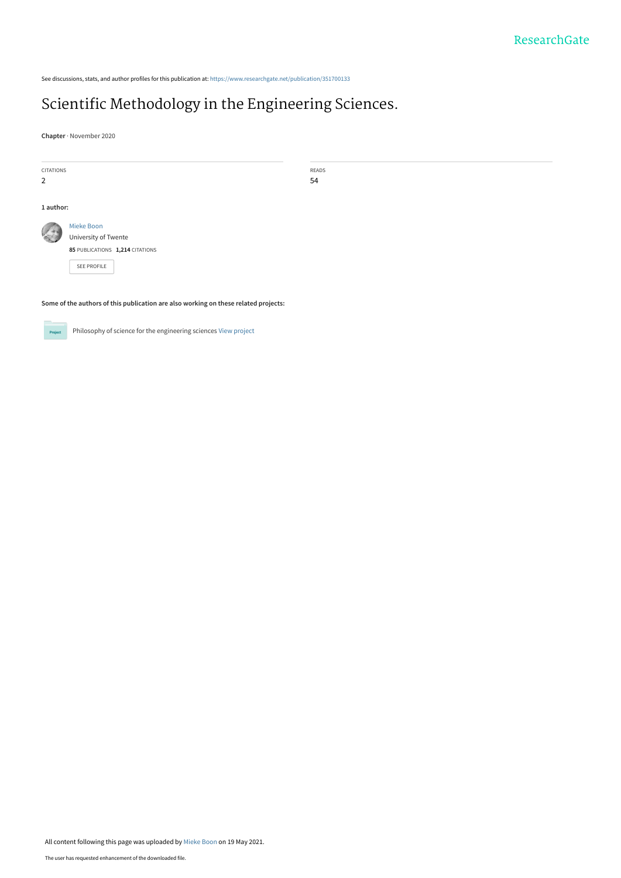See discussions, stats, and author profiles for this publication at: https://www.researchgate.net/publication/351700133

# Scientific Methodology in the Engineering Sciences.

**Chapter** · November 2020

| CITATIONS | READS |
|---|---|
| 2 | 54 |

**1 author:**

Mieke Boon
University of Twente
**85** PUBLICATIONS **1,214** CITATIONS

SEE PROFILE

**Some of the authors of this publication are also working on these related projects:**

Philosophy of science for the engineering sciences View project

All content following this page was uploaded by Mieke Boon on 19 May 2021.

The user has requested enhancement of the downloaded file.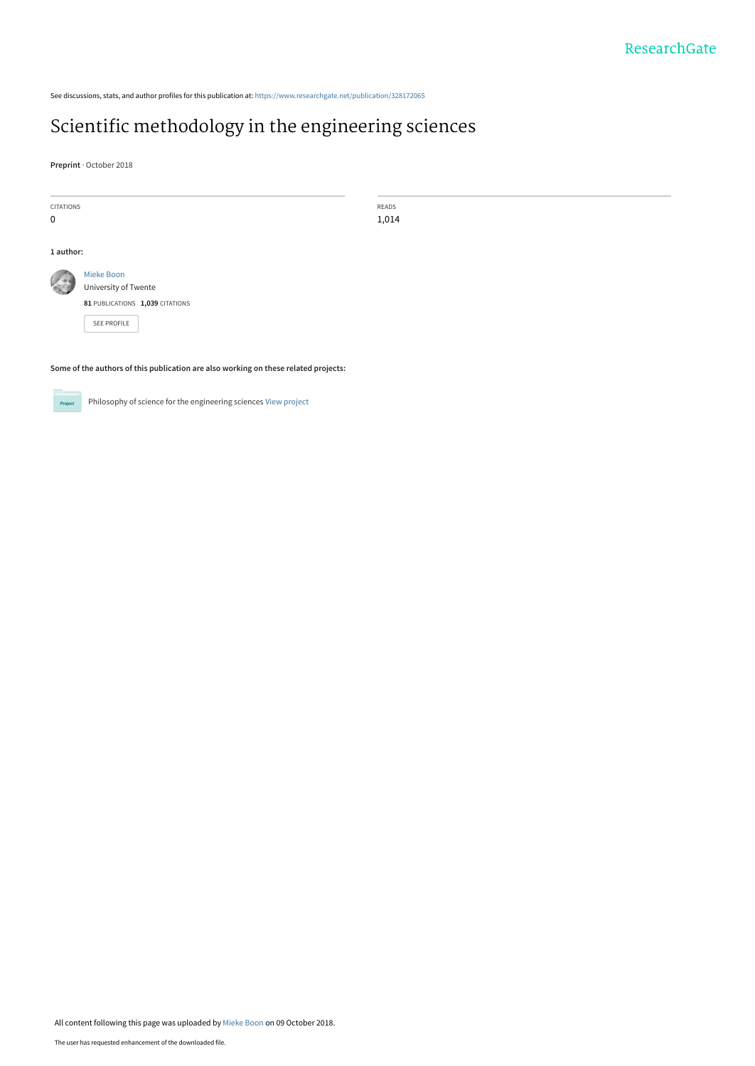See discussions, stats, and author profiles for this publication at: https://www.researchgate.net/publication/328172065

# Scientific methodology in the engineering sciences

**Preprint** · October 2018

CITATIONS
0

READS
1,014

**1 author:**

Mieke Boon
University of Twente
**81** PUBLICATIONS **1,039** CITATIONS

SEE PROFILE

**Some of the authors of this publication are also working on these related projects:**

Philosophy of science for the engineering sciences View project

All content following this page was uploaded by Mieke Boon on 09 October 2018.

The user has requested enhancement of the downloaded file.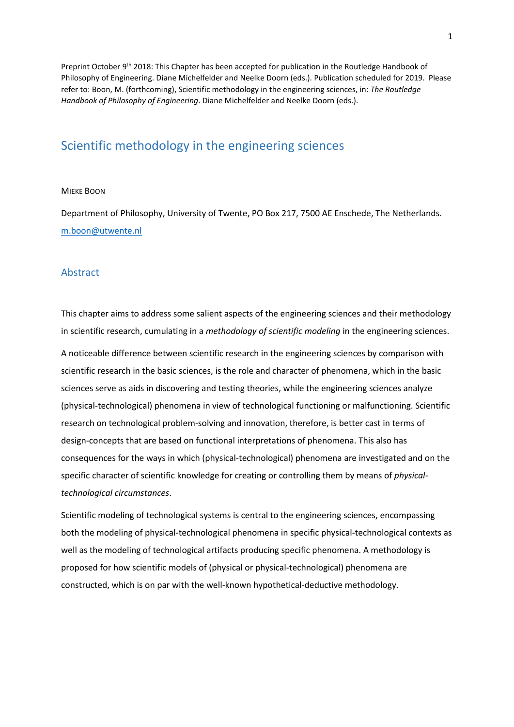Preprint October 9th 2018: This Chapter has been accepted for publication in the Routledge Handbook of Philosophy of Engineering. Diane Michelfelder and Neelke Doorn (eds.). Publication scheduled for 2019. Please refer to: Boon, M. (forthcoming), Scientific methodology in the engineering sciences, in: *The Routledge Handbook of Philosophy of Engineering*. Diane Michelfelder and Neelke Doorn (eds.).

# Scientific methodology in the engineering sciences

MIEKE BOON

Department of Philosophy, University of Twente, PO Box 217, 7500 AE Enschede, The Netherlands.
m.boon@utwente.nl

## Abstract

This chapter aims to address some salient aspects of the engineering sciences and their methodology in scientific research, cumulating in a *methodology of scientific modeling* in the engineering sciences.

A noticeable difference between scientific research in the engineering sciences by comparison with scientific research in the basic sciences, is the role and character of phenomena, which in the basic sciences serve as aids in discovering and testing theories, while the engineering sciences analyze (physical-technological) phenomena in view of technological functioning or malfunctioning. Scientific research on technological problem-solving and innovation, therefore, is better cast in terms of design-concepts that are based on functional interpretations of phenomena. This also has consequences for the ways in which (physical-technological) phenomena are investigated and on the specific character of scientific knowledge for creating or controlling them by means of *physical-technological circumstances*.

Scientific modeling of technological systems is central to the engineering sciences, encompassing both the modeling of physical-technological phenomena in specific physical-technological contexts as well as the modeling of technological artifacts producing specific phenomena. A methodology is proposed for how scientific models of (physical or physical-technological) phenomena are constructed, which is on par with the well-known hypothetical-deductive methodology.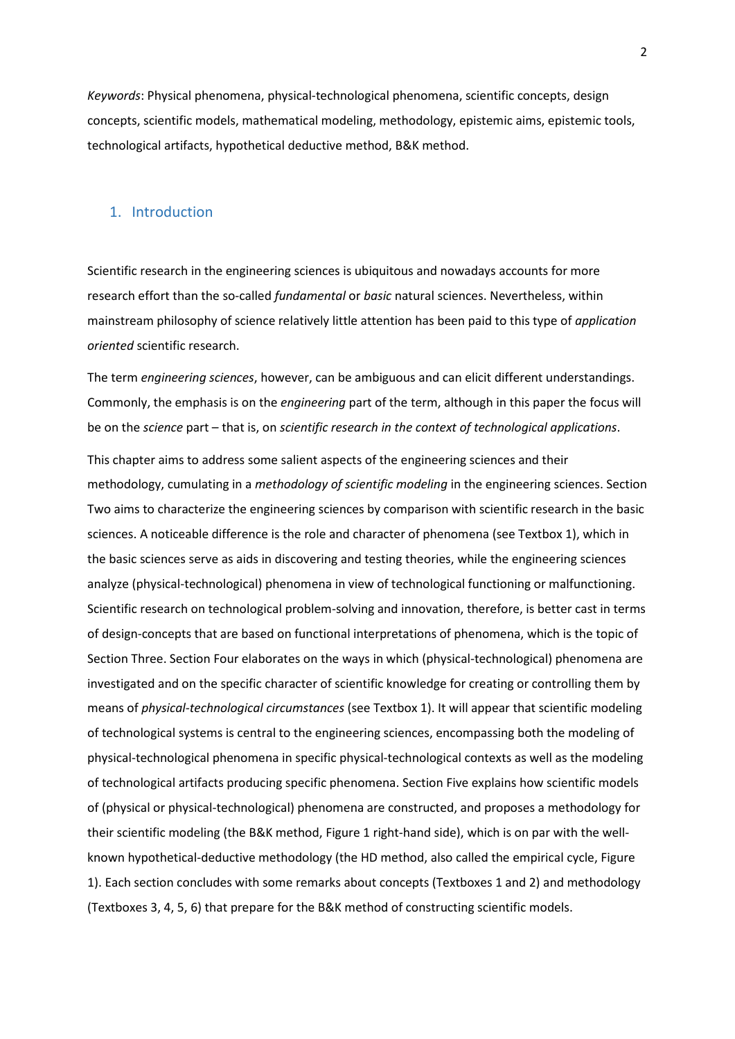*Keywords*: Physical phenomena, physical-technological phenomena, scientific concepts, design concepts, scientific models, mathematical modeling, methodology, epistemic aims, epistemic tools, technological artifacts, hypothetical deductive method, B&K method.

## 1. Introduction

Scientific research in the engineering sciences is ubiquitous and nowadays accounts for more research effort than the so-called *fundamental* or *basic* natural sciences. Nevertheless, within mainstream philosophy of science relatively little attention has been paid to this type of *application oriented* scientific research.

The term *engineering sciences*, however, can be ambiguous and can elicit different understandings. Commonly, the emphasis is on the *engineering* part of the term, although in this paper the focus will be on the *science* part – that is, on *scientific research in the context of technological applications*.

This chapter aims to address some salient aspects of the engineering sciences and their methodology, cumulating in a *methodology of scientific modeling* in the engineering sciences. Section Two aims to characterize the engineering sciences by comparison with scientific research in the basic sciences. A noticeable difference is the role and character of phenomena (see Textbox 1), which in the basic sciences serve as aids in discovering and testing theories, while the engineering sciences analyze (physical-technological) phenomena in view of technological functioning or malfunctioning. Scientific research on technological problem-solving and innovation, therefore, is better cast in terms of design-concepts that are based on functional interpretations of phenomena, which is the topic of Section Three. Section Four elaborates on the ways in which (physical-technological) phenomena are investigated and on the specific character of scientific knowledge for creating or controlling them by means of *physical-technological circumstances* (see Textbox 1). It will appear that scientific modeling of technological systems is central to the engineering sciences, encompassing both the modeling of physical-technological phenomena in specific physical-technological contexts as well as the modeling of technological artifacts producing specific phenomena. Section Five explains how scientific models of (physical or physical-technological) phenomena are constructed, and proposes a methodology for their scientific modeling (the B&K method, Figure 1 right-hand side), which is on par with the well-known hypothetical-deductive methodology (the HD method, also called the empirical cycle, Figure 1). Each section concludes with some remarks about concepts (Textboxes 1 and 2) and methodology (Textboxes 3, 4, 5, 6) that prepare for the B&K method of constructing scientific models.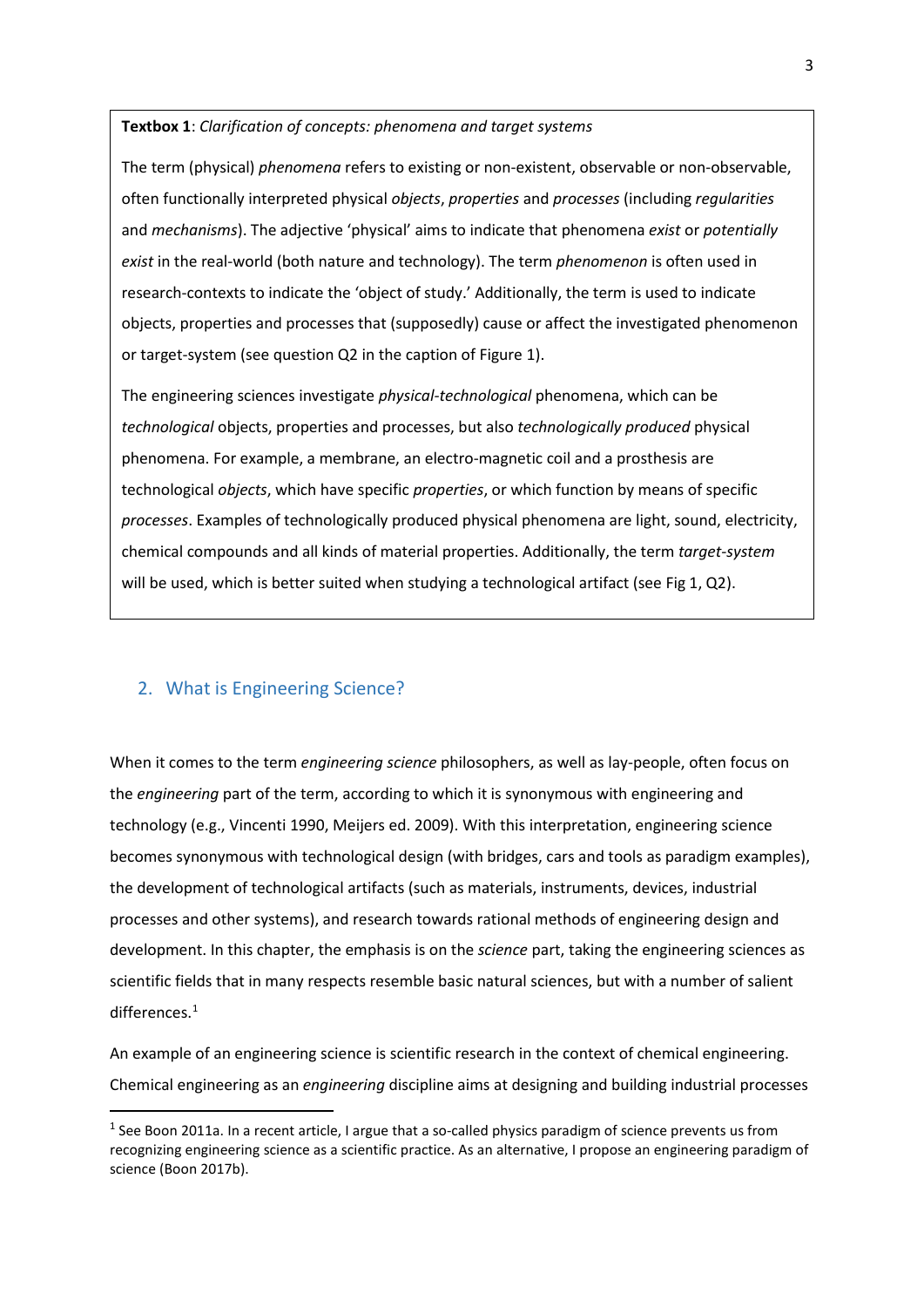**Textbox 1**: *Clarification of concepts: phenomena and target systems*

The term (physical) *phenomena* refers to existing or non-existent, observable or non-observable, often functionally interpreted physical *objects*, *properties* and *processes* (including *regularities* and *mechanisms*). The adjective 'physical' aims to indicate that phenomena *exist* or *potentially exist* in the real-world (both nature and technology). The term *phenomenon* is often used in research-contexts to indicate the 'object of study.' Additionally, the term is used to indicate objects, properties and processes that (supposedly) cause or affect the investigated phenomenon or target-system (see question Q2 in the caption of Figure 1).

The engineering sciences investigate *physical-technological* phenomena, which can be *technological* objects, properties and processes, but also *technologically produced* physical phenomena. For example, a membrane, an electro-magnetic coil and a prosthesis are technological *objects*, which have specific *properties*, or which function by means of specific *processes*. Examples of technologically produced physical phenomena are light, sound, electricity, chemical compounds and all kinds of material properties. Additionally, the term *target-system* will be used, which is better suited when studying a technological artifact (see Fig 1, Q2).

## 2. What is Engineering Science?

When it comes to the term *engineering science* philosophers, as well as lay-people, often focus on the *engineering* part of the term, according to which it is synonymous with engineering and technology (e.g., Vincenti 1990, Meijers ed. 2009). With this interpretation, engineering science becomes synonymous with technological design (with bridges, cars and tools as paradigm examples), the development of technological artifacts (such as materials, instruments, devices, industrial processes and other systems), and research towards rational methods of engineering design and development. In this chapter, the emphasis is on the *science* part, taking the engineering sciences as scientific fields that in many respects resemble basic natural sciences, but with a number of salient differences.[1]

An example of an engineering science is scientific research in the context of chemical engineering. Chemical engineering as an *engineering* discipline aims at designing and building industrial processes

[1] See Boon 2011a. In a recent article, I argue that a so-called physics paradigm of science prevents us from recognizing engineering science as a scientific practice. As an alternative, I propose an engineering paradigm of science (Boon 2017b).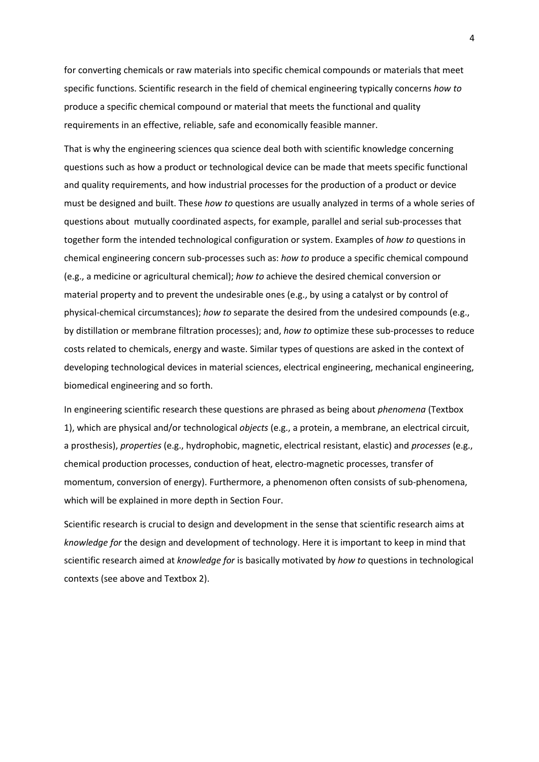for converting chemicals or raw materials into specific chemical compounds or materials that meet specific functions. Scientific research in the field of chemical engineering typically concerns *how to* produce a specific chemical compound or material that meets the functional and quality requirements in an effective, reliable, safe and economically feasible manner.

That is why the engineering sciences qua science deal both with scientific knowledge concerning questions such as how a product or technological device can be made that meets specific functional and quality requirements, and how industrial processes for the production of a product or device must be designed and built. These *how to* questions are usually analyzed in terms of a whole series of questions about mutually coordinated aspects, for example, parallel and serial sub-processes that together form the intended technological configuration or system. Examples of *how to* questions in chemical engineering concern sub-processes such as: *how to* produce a specific chemical compound (e.g., a medicine or agricultural chemical); *how to* achieve the desired chemical conversion or material property and to prevent the undesirable ones (e.g., by using a catalyst or by control of physical-chemical circumstances); *how to* separate the desired from the undesired compounds (e.g., by distillation or membrane filtration processes); and, *how to* optimize these sub-processes to reduce costs related to chemicals, energy and waste. Similar types of questions are asked in the context of developing technological devices in material sciences, electrical engineering, mechanical engineering, biomedical engineering and so forth.

In engineering scientific research these questions are phrased as being about *phenomena* (Textbox 1), which are physical and/or technological *objects* (e.g., a protein, a membrane, an electrical circuit, a prosthesis), *properties* (e.g., hydrophobic, magnetic, electrical resistant, elastic) and *processes* (e.g., chemical production processes, conduction of heat, electro-magnetic processes, transfer of momentum, conversion of energy). Furthermore, a phenomenon often consists of sub-phenomena, which will be explained in more depth in Section Four.

Scientific research is crucial to design and development in the sense that scientific research aims at *knowledge for* the design and development of technology. Here it is important to keep in mind that scientific research aimed at *knowledge for* is basically motivated by *how to* questions in technological contexts (see above and Textbox 2).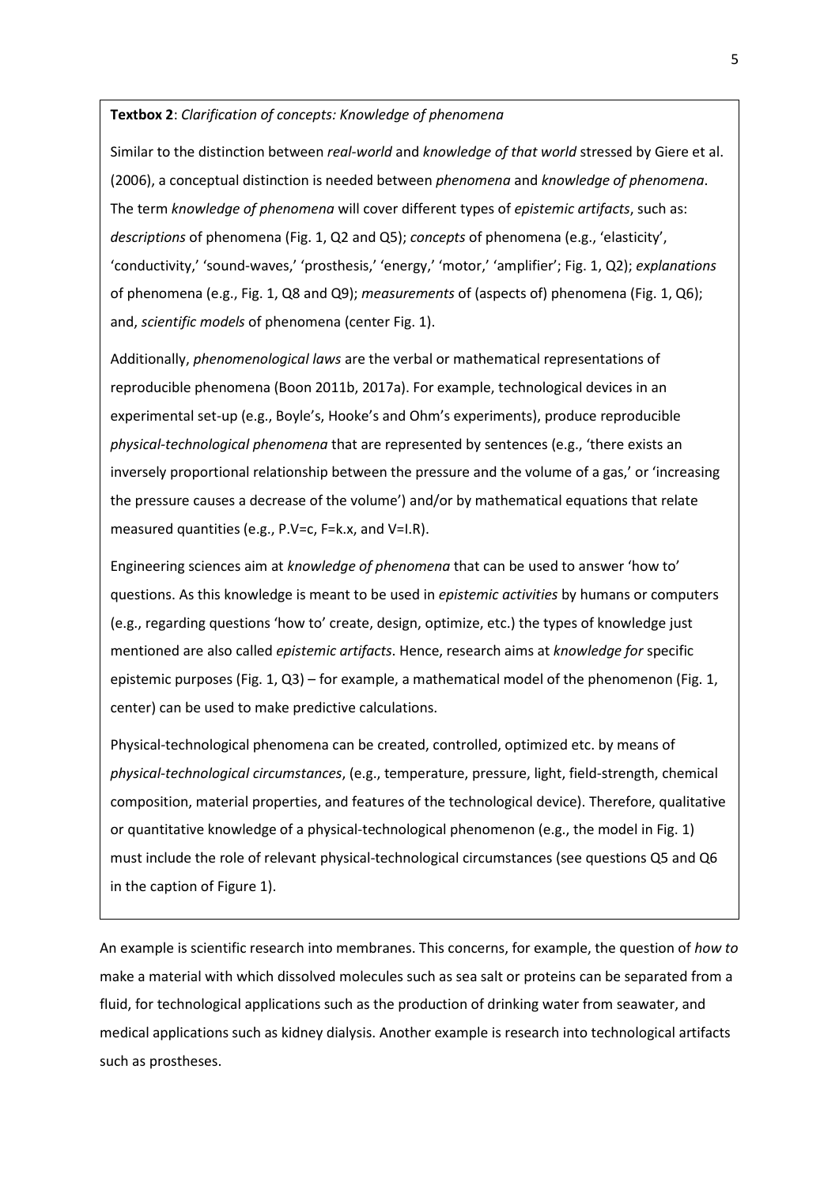**Textbox 2**: *Clarification of concepts: Knowledge of phenomena*

Similar to the distinction between *real-world* and *knowledge of that world* stressed by Giere et al. (2006), a conceptual distinction is needed between *phenomena* and *knowledge of phenomena*. The term *knowledge of phenomena* will cover different types of *epistemic artifacts*, such as: *descriptions* of phenomena (Fig. 1, Q2 and Q5); *concepts* of phenomena (e.g., 'elasticity', 'conductivity,' 'sound-waves,' 'prosthesis,' 'energy,' 'motor,' 'amplifier'; Fig. 1, Q2); *explanations* of phenomena (e.g., Fig. 1, Q8 and Q9); *measurements* of (aspects of) phenomena (Fig. 1, Q6); and, *scientific models* of phenomena (center Fig. 1).

Additionally, *phenomenological laws* are the verbal or mathematical representations of reproducible phenomena (Boon 2011b, 2017a). For example, technological devices in an experimental set-up (e.g., Boyle's, Hooke's and Ohm's experiments), produce reproducible *physical-technological phenomena* that are represented by sentences (e.g., 'there exists an inversely proportional relationship between the pressure and the volume of a gas,' or 'increasing the pressure causes a decrease of the volume') and/or by mathematical equations that relate measured quantities (e.g., $P.V=c$, $F=k.x$, and $V=I.R$).

Engineering sciences aim at *knowledge of phenomena* that can be used to answer 'how to' questions. As this knowledge is meant to be used in *epistemic activities* by humans or computers (e.g., regarding questions 'how to' create, design, optimize, etc.) the types of knowledge just mentioned are also called *epistemic artifacts*. Hence, research aims at *knowledge for* specific epistemic purposes (Fig. 1, Q3) – for example, a mathematical model of the phenomenon (Fig. 1, center) can be used to make predictive calculations.

Physical-technological phenomena can be created, controlled, optimized etc. by means of *physical-technological circumstances*, (e.g., temperature, pressure, light, field-strength, chemical composition, material properties, and features of the technological device). Therefore, qualitative or quantitative knowledge of a physical-technological phenomenon (e.g., the model in Fig. 1) must include the role of relevant physical-technological circumstances (see questions Q5 and Q6 in the caption of Figure 1).

An example is scientific research into membranes. This concerns, for example, the question of *how to* make a material with which dissolved molecules such as sea salt or proteins can be separated from a fluid, for technological applications such as the production of drinking water from seawater, and medical applications such as kidney dialysis. Another example is research into technological artifacts such as prostheses.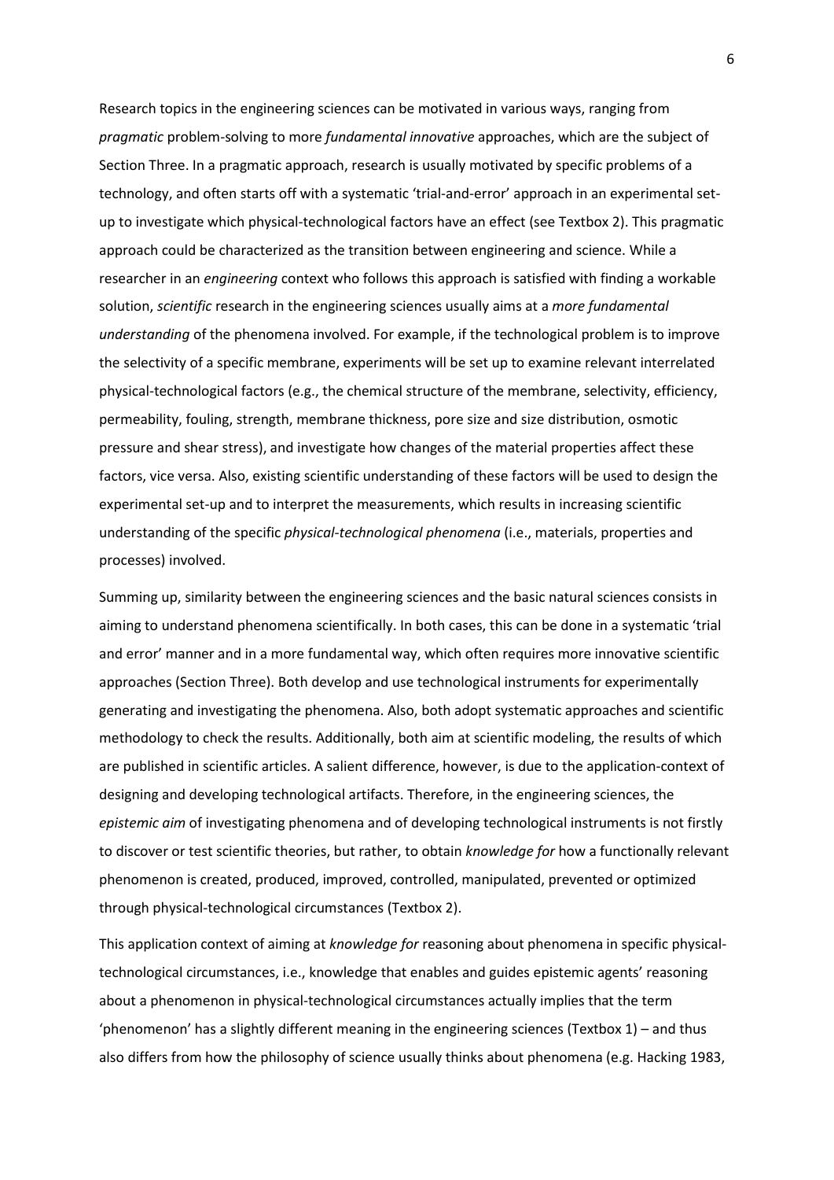Research topics in the engineering sciences can be motivated in various ways, ranging from *pragmatic* problem-solving to more *fundamental innovative* approaches, which are the subject of Section Three. In a pragmatic approach, research is usually motivated by specific problems of a technology, and often starts off with a systematic 'trial-and-error' approach in an experimental set-up to investigate which physical-technological factors have an effect (see Textbox 2). This pragmatic approach could be characterized as the transition between engineering and science. While a researcher in an *engineering* context who follows this approach is satisfied with finding a workable solution, *scientific* research in the engineering sciences usually aims at a *more fundamental understanding* of the phenomena involved. For example, if the technological problem is to improve the selectivity of a specific membrane, experiments will be set up to examine relevant interrelated physical-technological factors (e.g., the chemical structure of the membrane, selectivity, efficiency, permeability, fouling, strength, membrane thickness, pore size and size distribution, osmotic pressure and shear stress), and investigate how changes of the material properties affect these factors, vice versa. Also, existing scientific understanding of these factors will be used to design the experimental set-up and to interpret the measurements, which results in increasing scientific understanding of the specific *physical-technological phenomena* (i.e., materials, properties and processes) involved.

Summing up, similarity between the engineering sciences and the basic natural sciences consists in aiming to understand phenomena scientifically. In both cases, this can be done in a systematic 'trial and error' manner and in a more fundamental way, which often requires more innovative scientific approaches (Section Three). Both develop and use technological instruments for experimentally generating and investigating the phenomena. Also, both adopt systematic approaches and scientific methodology to check the results. Additionally, both aim at scientific modeling, the results of which are published in scientific articles. A salient difference, however, is due to the application-context of designing and developing technological artifacts. Therefore, in the engineering sciences, the *epistemic aim* of investigating phenomena and of developing technological instruments is not firstly to discover or test scientific theories, but rather, to obtain *knowledge for* how a functionally relevant phenomenon is created, produced, improved, controlled, manipulated, prevented or optimized through physical-technological circumstances (Textbox 2).

This application context of aiming at *knowledge for* reasoning about phenomena in specific physical-technological circumstances, i.e., knowledge that enables and guides epistemic agents' reasoning about a phenomenon in physical-technological circumstances actually implies that the term 'phenomenon' has a slightly different meaning in the engineering sciences (Textbox 1) – and thus also differs from how the philosophy of science usually thinks about phenomena (e.g. Hacking 1983,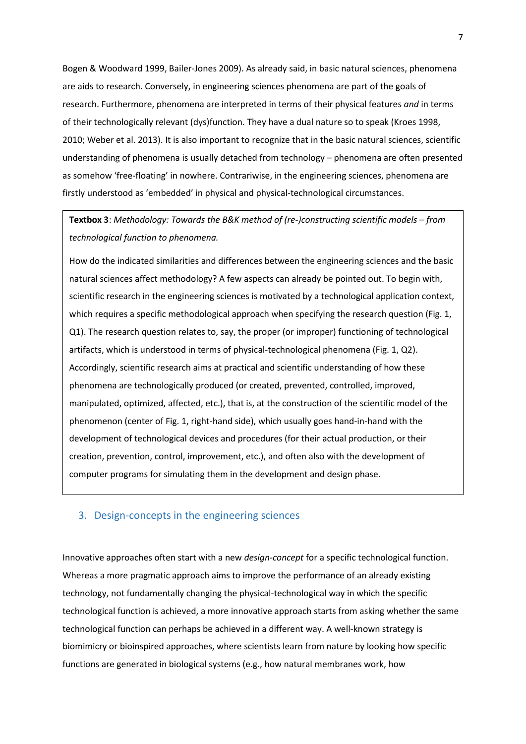Bogen & Woodward 1999, Bailer-Jones 2009). As already said, in basic natural sciences, phenomena are aids to research. Conversely, in engineering sciences phenomena are part of the goals of research. Furthermore, phenomena are interpreted in terms of their physical features *and* in terms of their technologically relevant (dys)function. They have a dual nature so to speak (Kroes 1998, 2010; Weber et al. 2013). It is also important to recognize that in the basic natural sciences, scientific understanding of phenomena is usually detached from technology – phenomena are often presented as somehow 'free-floating' in nowhere. Contrariwise, in the engineering sciences, phenomena are firstly understood as 'embedded' in physical and physical-technological circumstances.

> **Textbox 3**: *Methodology: Towards the B&K method of (re-)constructing scientific models – from technological function to phenomena.*
>
> How do the indicated similarities and differences between the engineering sciences and the basic natural sciences affect methodology? A few aspects can already be pointed out. To begin with, scientific research in the engineering sciences is motivated by a technological application context, which requires a specific methodological approach when specifying the research question (Fig. 1, Q1). The research question relates to, say, the proper (or improper) functioning of technological artifacts, which is understood in terms of physical-technological phenomena (Fig. 1, Q2). Accordingly, scientific research aims at practical and scientific understanding of how these phenomena are technologically produced (or created, prevented, controlled, improved, manipulated, optimized, affected, etc.), that is, at the construction of the scientific model of the phenomenon (center of Fig. 1, right-hand side), which usually goes hand-in-hand with the development of technological devices and procedures (for their actual production, or their creation, prevention, control, improvement, etc.), and often also with the development of computer programs for simulating them in the development and design phase.

## 3. Design-concepts in the engineering sciences

Innovative approaches often start with a new *design-concept* for a specific technological function. Whereas a more pragmatic approach aims to improve the performance of an already existing technology, not fundamentally changing the physical-technological way in which the specific technological function is achieved, a more innovative approach starts from asking whether the same technological function can perhaps be achieved in a different way. A well-known strategy is biomimicry or bioinspired approaches, where scientists learn from nature by looking how specific functions are generated in biological systems (e.g., how natural membranes work, how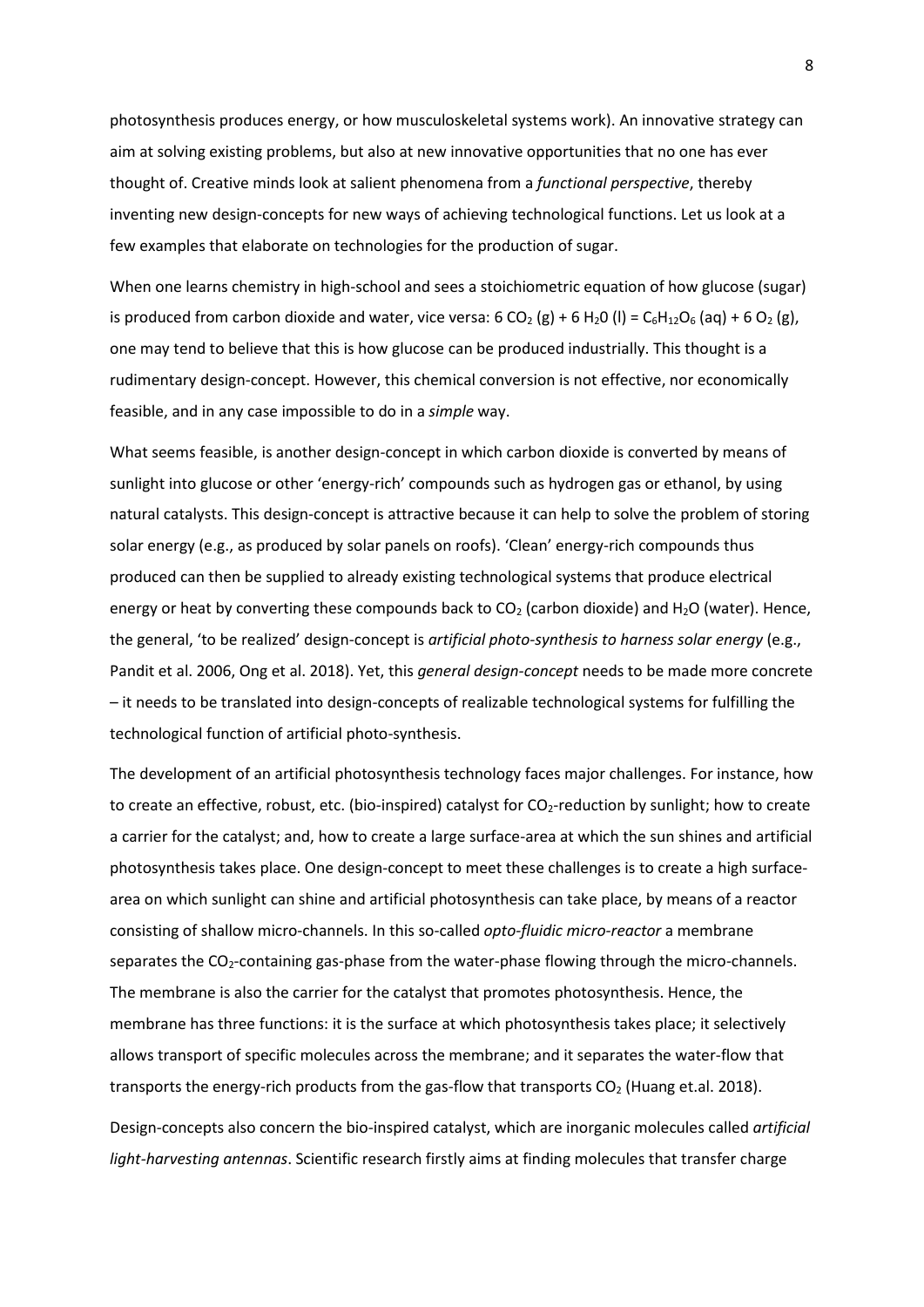photosynthesis produces energy, or how musculoskeletal systems work). An innovative strategy can aim at solving existing problems, but also at new innovative opportunities that no one has ever thought of. Creative minds look at salient phenomena from a *functional perspective*, thereby inventing new design-concepts for new ways of achieving technological functions. Let us look at a few examples that elaborate on technologies for the production of sugar.

When one learns chemistry in high-school and sees a stoichiometric equation of how glucose (sugar) is produced from carbon dioxide and water, vice versa: $6\ CO_2\ (g) + 6\ H_20\ (l) = C_6H_{12}O_6\ (aq) + 6\ O_2\ (g)$, one may tend to believe that this is how glucose can be produced industrially. This thought is a rudimentary design-concept. However, this chemical conversion is not effective, nor economically feasible, and in any case impossible to do in a *simple* way.

What seems feasible, is another design-concept in which carbon dioxide is converted by means of sunlight into glucose or other 'energy-rich' compounds such as hydrogen gas or ethanol, by using natural catalysts. This design-concept is attractive because it can help to solve the problem of storing solar energy (e.g., as produced by solar panels on roofs). 'Clean' energy-rich compounds thus produced can then be supplied to already existing technological systems that produce electrical energy or heat by converting these compounds back to $CO_2$ (carbon dioxide) and $H_2O$ (water). Hence, the general, 'to be realized' design-concept is *artificial photo-synthesis to harness solar energy* (e.g., Pandit et al. 2006, Ong et al. 2018). Yet, this *general design-concept* needs to be made more concrete – it needs to be translated into design-concepts of realizable technological systems for fulfilling the technological function of artificial photo-synthesis.

The development of an artificial photosynthesis technology faces major challenges. For instance, how to create an effective, robust, etc. (bio-inspired) catalyst for $CO_2$-reduction by sunlight; how to create a carrier for the catalyst; and, how to create a large surface-area at which the sun shines and artificial photosynthesis takes place. One design-concept to meet these challenges is to create a high surface-area on which sunlight can shine and artificial photosynthesis can take place, by means of a reactor consisting of shallow micro-channels. In this so-called *opto-fluidic micro-reactor* a membrane separates the $CO_2$-containing gas-phase from the water-phase flowing through the micro-channels. The membrane is also the carrier for the catalyst that promotes photosynthesis. Hence, the membrane has three functions: it is the surface at which photosynthesis takes place; it selectively allows transport of specific molecules across the membrane; and it separates the water-flow that transports the energy-rich products from the gas-flow that transports $CO_2$ (Huang et.al. 2018).

Design-concepts also concern the bio-inspired catalyst, which are inorganic molecules called *artificial light-harvesting antennas*. Scientific research firstly aims at finding molecules that transfer charge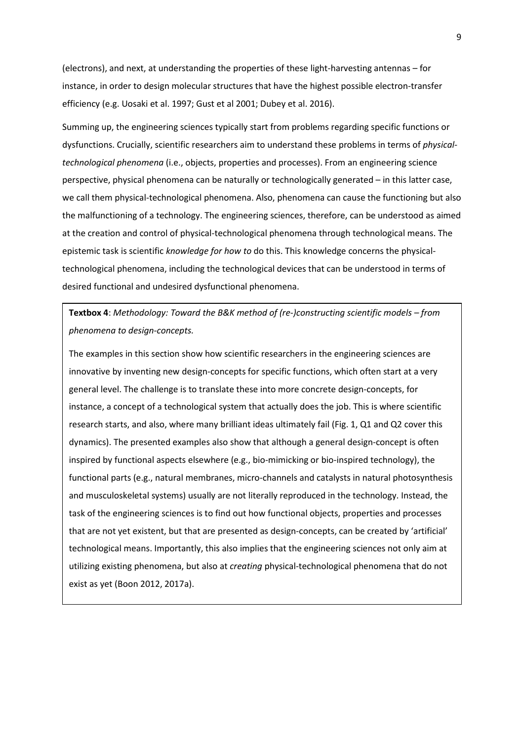(electrons), and next, at understanding the properties of these light-harvesting antennas – for instance, in order to design molecular structures that have the highest possible electron-transfer efficiency (e.g. Uosaki et al. 1997; Gust et al 2001; Dubey et al. 2016).

Summing up, the engineering sciences typically start from problems regarding specific functions or dysfunctions. Crucially, scientific researchers aim to understand these problems in terms of *physical-technological phenomena* (i.e., objects, properties and processes). From an engineering science perspective, physical phenomena can be naturally or technologically generated – in this latter case, we call them physical-technological phenomena. Also, phenomena can cause the functioning but also the malfunctioning of a technology. The engineering sciences, therefore, can be understood as aimed at the creation and control of physical-technological phenomena through technological means. The epistemic task is scientific *knowledge for how to* do this. This knowledge concerns the physical-technological phenomena, including the technological devices that can be understood in terms of desired functional and undesired dysfunctional phenomena.

**Textbox 4**: *Methodology: Toward the B&K method of (re-)constructing scientific models – from phenomena to design-concepts.*

The examples in this section show how scientific researchers in the engineering sciences are innovative by inventing new design-concepts for specific functions, which often start at a very general level. The challenge is to translate these into more concrete design-concepts, for instance, a concept of a technological system that actually does the job. This is where scientific research starts, and also, where many brilliant ideas ultimately fail (Fig. 1, Q1 and Q2 cover this dynamics). The presented examples also show that although a general design-concept is often inspired by functional aspects elsewhere (e.g., bio-mimicking or bio-inspired technology), the functional parts (e.g., natural membranes, micro-channels and catalysts in natural photosynthesis and musculoskeletal systems) usually are not literally reproduced in the technology. Instead, the task of the engineering sciences is to find out how functional objects, properties and processes that are not yet existent, but that are presented as design-concepts, can be created by 'artificial' technological means. Importantly, this also implies that the engineering sciences not only aim at utilizing existing phenomena, but also at *creating* physical-technological phenomena that do not exist as yet (Boon 2012, 2017a).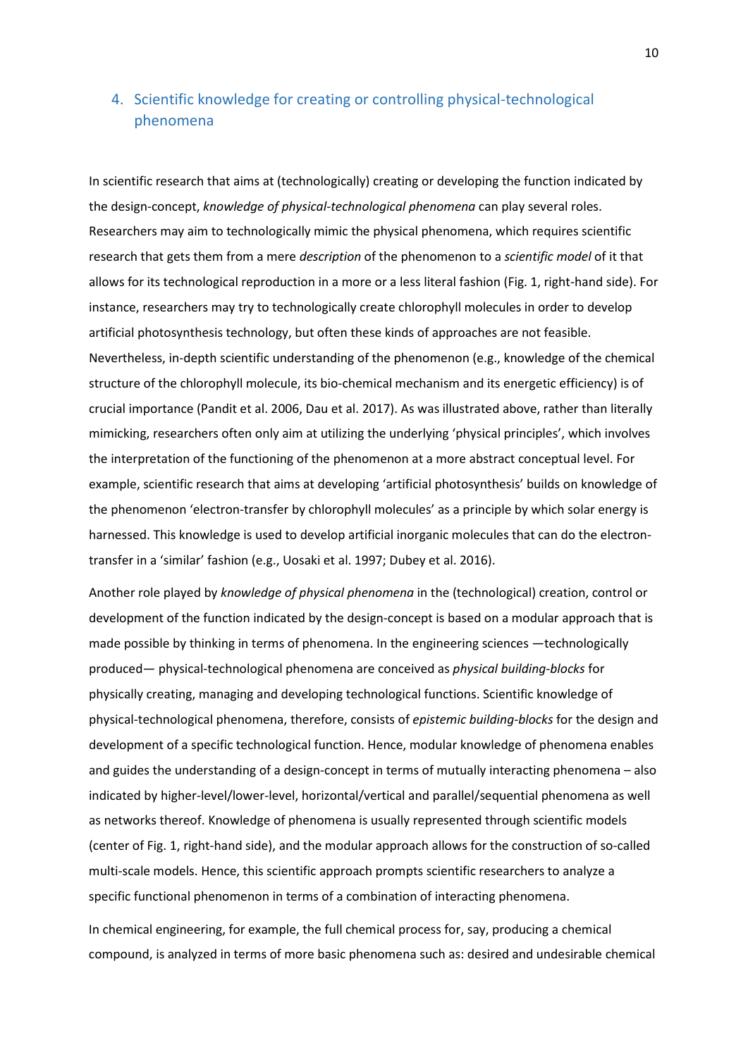## 4. Scientific knowledge for creating or controlling physical-technological phenomena

In scientific research that aims at (technologically) creating or developing the function indicated by the design-concept, *knowledge of physical-technological phenomena* can play several roles. Researchers may aim to technologically mimic the physical phenomena, which requires scientific research that gets them from a mere *description* of the phenomenon to a *scientific model* of it that allows for its technological reproduction in a more or a less literal fashion (Fig. 1, right-hand side). For instance, researchers may try to technologically create chlorophyll molecules in order to develop artificial photosynthesis technology, but often these kinds of approaches are not feasible. Nevertheless, in-depth scientific understanding of the phenomenon (e.g., knowledge of the chemical structure of the chlorophyll molecule, its bio-chemical mechanism and its energetic efficiency) is of crucial importance (Pandit et al. 2006, Dau et al. 2017). As was illustrated above, rather than literally mimicking, researchers often only aim at utilizing the underlying 'physical principles', which involves the interpretation of the functioning of the phenomenon at a more abstract conceptual level. For example, scientific research that aims at developing 'artificial photosynthesis' builds on knowledge of the phenomenon 'electron-transfer by chlorophyll molecules' as a principle by which solar energy is harnessed. This knowledge is used to develop artificial inorganic molecules that can do the electron-transfer in a 'similar' fashion (e.g., Uosaki et al. 1997; Dubey et al. 2016).

Another role played by *knowledge of physical phenomena* in the (technological) creation, control or development of the function indicated by the design-concept is based on a modular approach that is made possible by thinking in terms of phenomena. In the engineering sciences —technologically produced— physical-technological phenomena are conceived as *physical building-blocks* for physically creating, managing and developing technological functions. Scientific knowledge of physical-technological phenomena, therefore, consists of *epistemic building-blocks* for the design and development of a specific technological function. Hence, modular knowledge of phenomena enables and guides the understanding of a design-concept in terms of mutually interacting phenomena – also indicated by higher-level/lower-level, horizontal/vertical and parallel/sequential phenomena as well as networks thereof. Knowledge of phenomena is usually represented through scientific models (center of Fig. 1, right-hand side), and the modular approach allows for the construction of so-called multi-scale models. Hence, this scientific approach prompts scientific researchers to analyze a specific functional phenomenon in terms of a combination of interacting phenomena.

In chemical engineering, for example, the full chemical process for, say, producing a chemical compound, is analyzed in terms of more basic phenomena such as: desired and undesirable chemical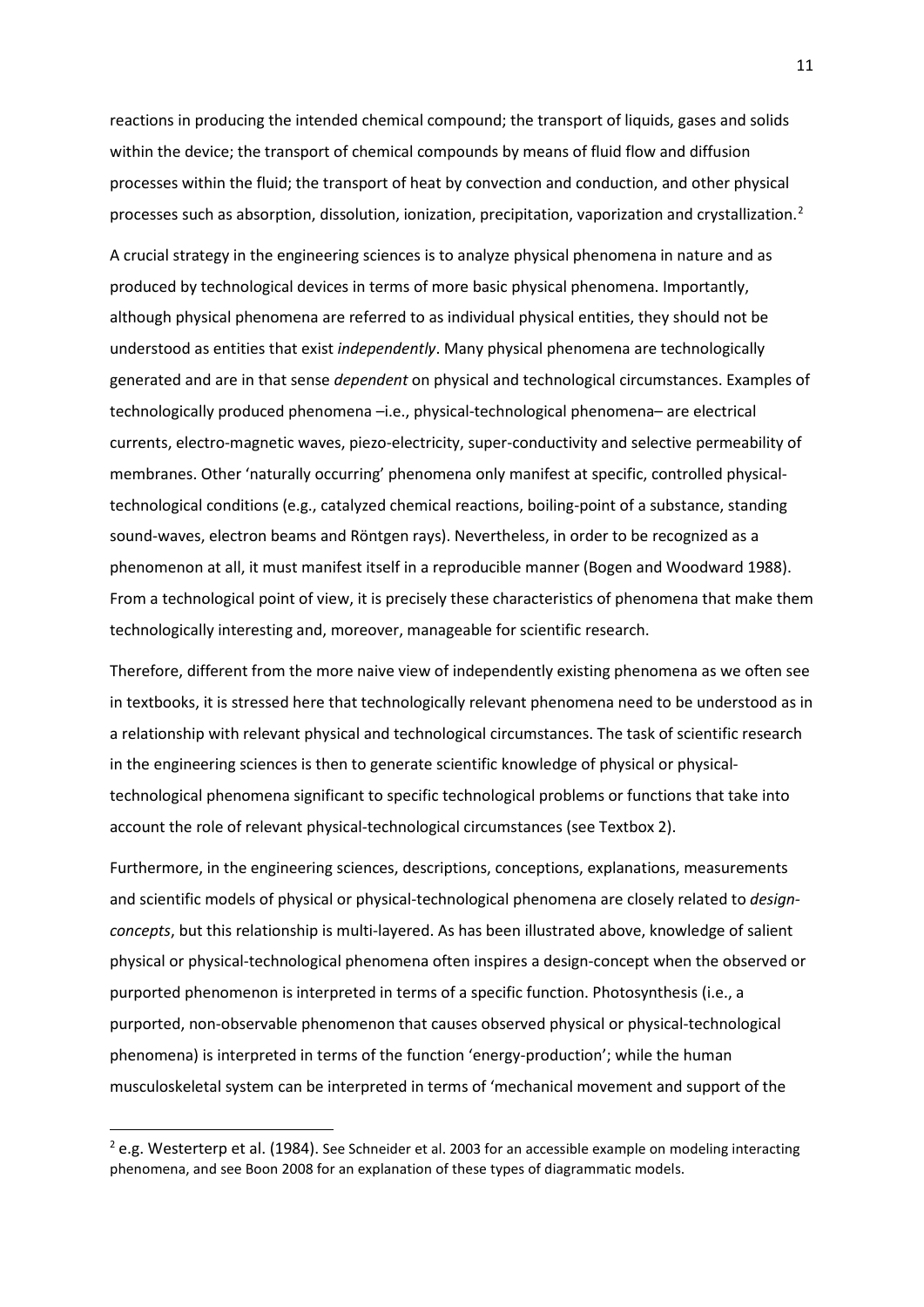reactions in producing the intended chemical compound; the transport of liquids, gases and solids within the device; the transport of chemical compounds by means of fluid flow and diffusion processes within the fluid; the transport of heat by convection and conduction, and other physical processes such as absorption, dissolution, ionization, precipitation, vaporization and crystallization.[2]

A crucial strategy in the engineering sciences is to analyze physical phenomena in nature and as produced by technological devices in terms of more basic physical phenomena. Importantly, although physical phenomena are referred to as individual physical entities, they should not be understood as entities that exist *independently*. Many physical phenomena are technologically generated and are in that sense *dependent* on physical and technological circumstances. Examples of technologically produced phenomena –i.e., physical-technological phenomena– are electrical currents, electro-magnetic waves, piezo-electricity, super-conductivity and selective permeability of membranes. Other 'naturally occurring' phenomena only manifest at specific, controlled physical-technological conditions (e.g., catalyzed chemical reactions, boiling-point of a substance, standing sound-waves, electron beams and Röntgen rays). Nevertheless, in order to be recognized as a phenomenon at all, it must manifest itself in a reproducible manner (Bogen and Woodward 1988). From a technological point of view, it is precisely these characteristics of phenomena that make them technologically interesting and, moreover, manageable for scientific research.

Therefore, different from the more naive view of independently existing phenomena as we often see in textbooks, it is stressed here that technologically relevant phenomena need to be understood as in a relationship with relevant physical and technological circumstances. The task of scientific research in the engineering sciences is then to generate scientific knowledge of physical or physical-technological phenomena significant to specific technological problems or functions that take into account the role of relevant physical-technological circumstances (see Textbox 2).

Furthermore, in the engineering sciences, descriptions, conceptions, explanations, measurements and scientific models of physical or physical-technological phenomena are closely related to *design-concepts*, but this relationship is multi-layered. As has been illustrated above, knowledge of salient physical or physical-technological phenomena often inspires a design-concept when the observed or purported phenomenon is interpreted in terms of a specific function. Photosynthesis (i.e., a purported, non-observable phenomenon that causes observed physical or physical-technological phenomena) is interpreted in terms of the function 'energy-production'; while the human musculoskeletal system can be interpreted in terms of 'mechanical movement and support of the

---

[2] e.g. Westerterp et al. (1984). See Schneider et al. 2003 for an accessible example on modeling interacting phenomena, and see Boon 2008 for an explanation of these types of diagrammatic models.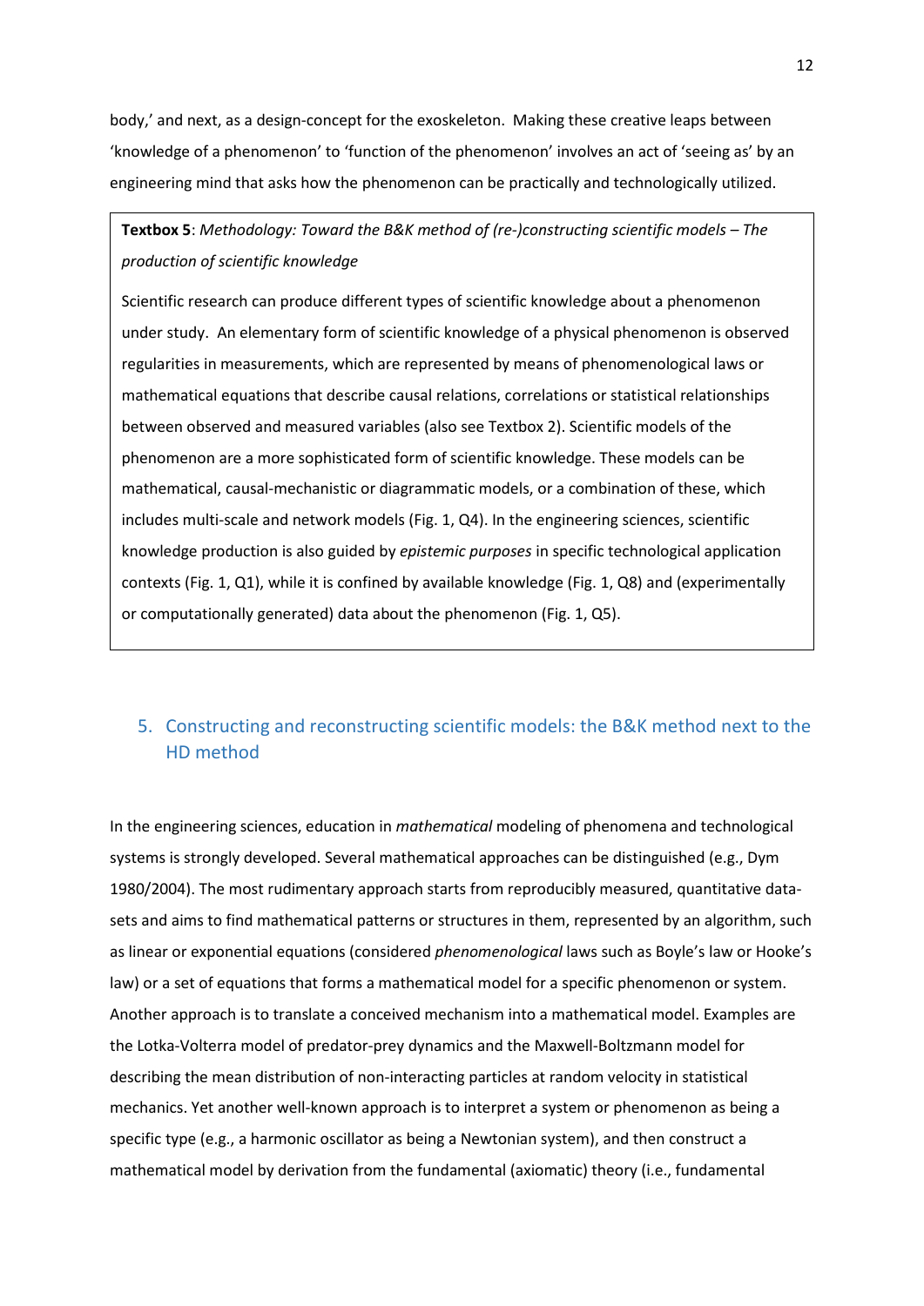body,' and next, as a design-concept for the exoskeleton. Making these creative leaps between 'knowledge of a phenomenon' to 'function of the phenomenon' involves an act of 'seeing as' by an engineering mind that asks how the phenomenon can be practically and technologically utilized.

> **Textbox 5**: *Methodology: Toward the B&K method of (re-)constructing scientific models – The production of scientific knowledge*
>
> Scientific research can produce different types of scientific knowledge about a phenomenon under study. An elementary form of scientific knowledge of a physical phenomenon is observed regularities in measurements, which are represented by means of phenomenological laws or mathematical equations that describe causal relations, correlations or statistical relationships between observed and measured variables (also see Textbox 2). Scientific models of the phenomenon are a more sophisticated form of scientific knowledge. These models can be mathematical, causal-mechanistic or diagrammatic models, or a combination of these, which includes multi-scale and network models (Fig. 1, Q4). In the engineering sciences, scientific knowledge production is also guided by *epistemic purposes* in specific technological application contexts (Fig. 1, Q1), while it is confined by available knowledge (Fig. 1, Q8) and (experimentally or computationally generated) data about the phenomenon (Fig. 1, Q5).

## 5. Constructing and reconstructing scientific models: the B&K method next to the HD method

In the engineering sciences, education in *mathematical* modeling of phenomena and technological systems is strongly developed. Several mathematical approaches can be distinguished (e.g., Dym 1980/2004). The most rudimentary approach starts from reproducibly measured, quantitative data-sets and aims to find mathematical patterns or structures in them, represented by an algorithm, such as linear or exponential equations (considered *phenomenological* laws such as Boyle's law or Hooke's law) or a set of equations that forms a mathematical model for a specific phenomenon or system. Another approach is to translate a conceived mechanism into a mathematical model. Examples are the Lotka-Volterra model of predator-prey dynamics and the Maxwell-Boltzmann model for describing the mean distribution of non-interacting particles at random velocity in statistical mechanics. Yet another well-known approach is to interpret a system or phenomenon as being a specific type (e.g., a harmonic oscillator as being a Newtonian system), and then construct a mathematical model by derivation from the fundamental (axiomatic) theory (i.e., fundamental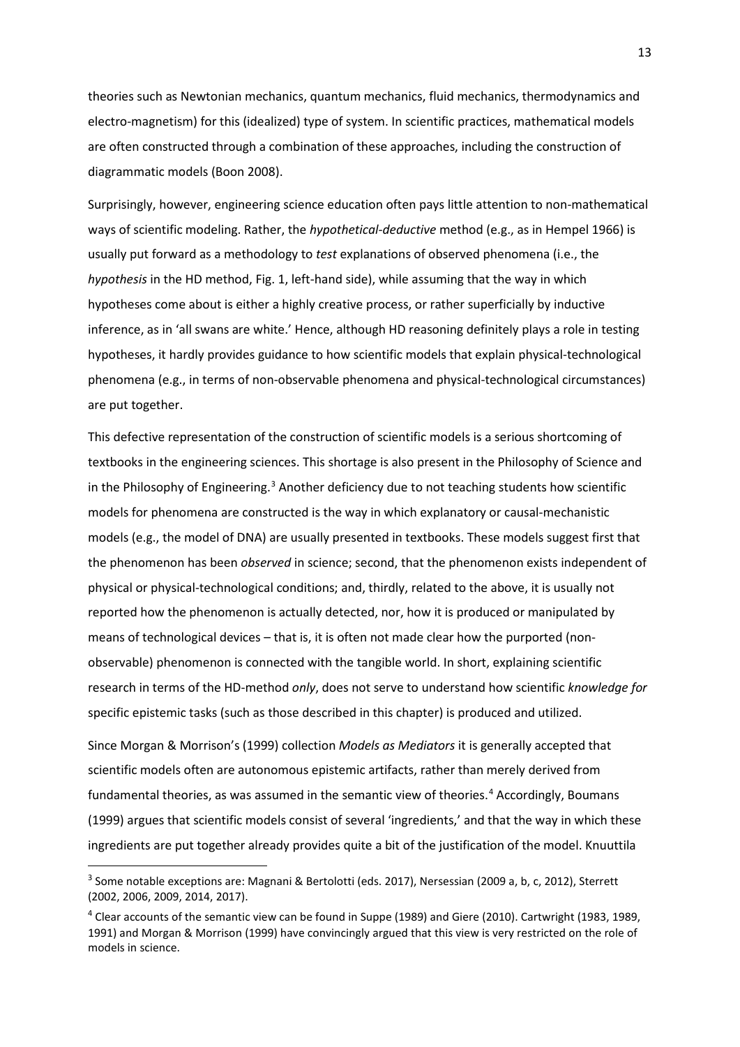theories such as Newtonian mechanics, quantum mechanics, fluid mechanics, thermodynamics and electro-magnetism) for this (idealized) type of system. In scientific practices, mathematical models are often constructed through a combination of these approaches, including the construction of diagrammatic models (Boon 2008).

Surprisingly, however, engineering science education often pays little attention to non-mathematical ways of scientific modeling. Rather, the *hypothetical-deductive* method (e.g., as in Hempel 1966) is usually put forward as a methodology to *test* explanations of observed phenomena (i.e., the *hypothesis* in the HD method, Fig. 1, left-hand side), while assuming that the way in which hypotheses come about is either a highly creative process, or rather superficially by inductive inference, as in 'all swans are white.' Hence, although HD reasoning definitely plays a role in testing hypotheses, it hardly provides guidance to how scientific models that explain physical-technological phenomena (e.g., in terms of non-observable phenomena and physical-technological circumstances) are put together.

This defective representation of the construction of scientific models is a serious shortcoming of textbooks in the engineering sciences. This shortage is also present in the Philosophy of Science and in the Philosophy of Engineering.[3] Another deficiency due to not teaching students how scientific models for phenomena are constructed is the way in which explanatory or causal-mechanistic models (e.g., the model of DNA) are usually presented in textbooks. These models suggest first that the phenomenon has been *observed* in science; second, that the phenomenon exists independent of physical or physical-technological conditions; and, thirdly, related to the above, it is usually not reported how the phenomenon is actually detected, nor, how it is produced or manipulated by means of technological devices – that is, it is often not made clear how the purported (non-observable) phenomenon is connected with the tangible world. In short, explaining scientific research in terms of the HD-method *only*, does not serve to understand how scientific *knowledge for* specific epistemic tasks (such as those described in this chapter) is produced and utilized.

Since Morgan & Morrison's (1999) collection *Models as Mediators* it is generally accepted that scientific models often are autonomous epistemic artifacts, rather than merely derived from fundamental theories, as was assumed in the semantic view of theories.[4] Accordingly, Boumans (1999) argues that scientific models consist of several 'ingredients,' and that the way in which these ingredients are put together already provides quite a bit of the justification of the model. Knuuttila

---

[3] Some notable exceptions are: Magnani & Bertolotti (eds. 2017), Nersessian (2009 a, b, c, 2012), Sterrett (2002, 2006, 2009, 2014, 2017).

[4] Clear accounts of the semantic view can be found in Suppe (1989) and Giere (2010). Cartwright (1983, 1989, 1991) and Morgan & Morrison (1999) have convincingly argued that this view is very restricted on the role of models in science.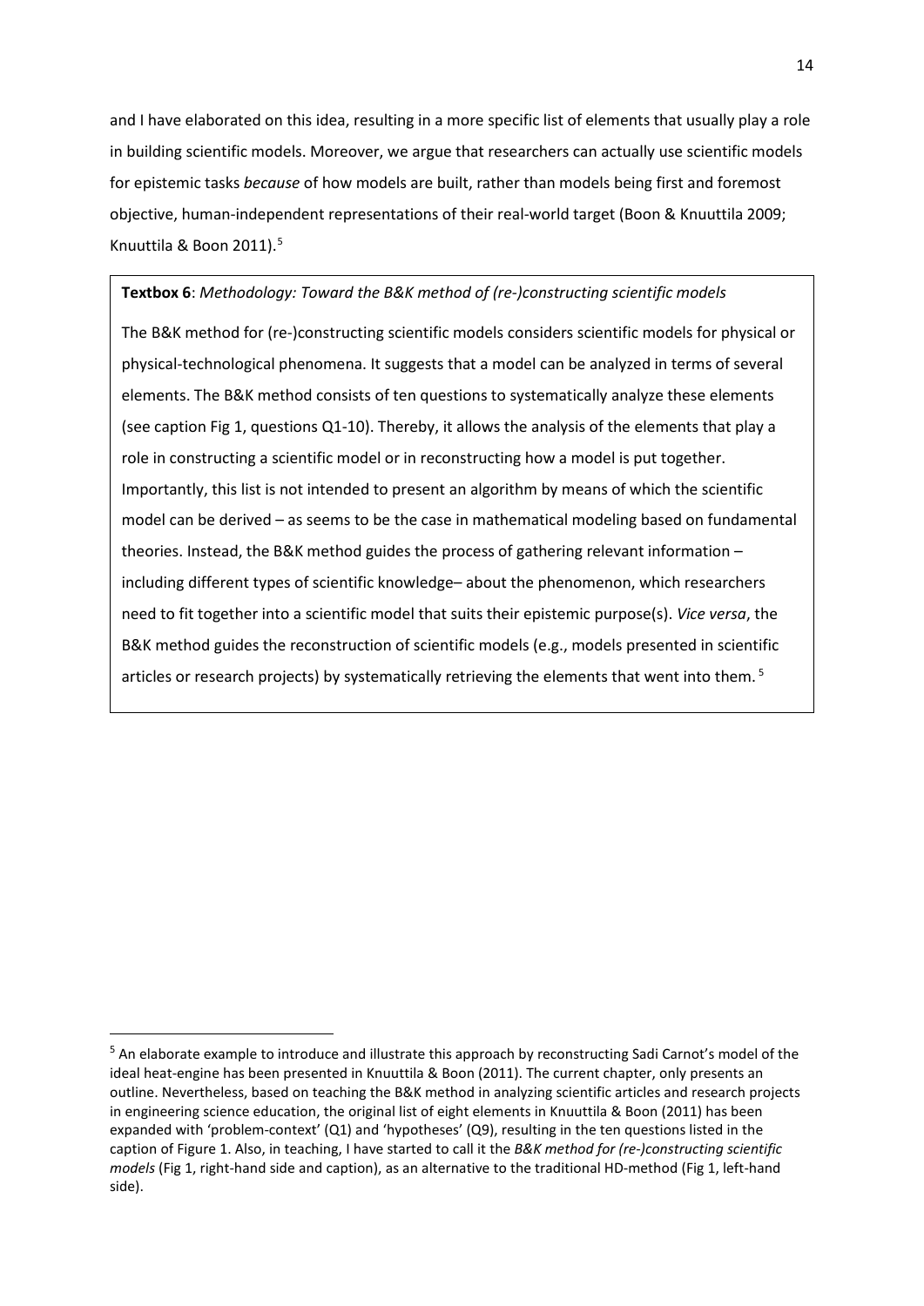and I have elaborated on this idea, resulting in a more specific list of elements that usually play a role in building scientific models. Moreover, we argue that researchers can actually use scientific models for epistemic tasks *because* of how models are built, rather than models being first and foremost objective, human-independent representations of their real-world target (Boon & Knuuttila 2009; Knuuttila & Boon 2011).[5]

> **Textbox 6**: *Methodology: Toward the B&K method of (re-)constructing scientific models*
>
> The B&K method for (re-)constructing scientific models considers scientific models for physical or physical-technological phenomena. It suggests that a model can be analyzed in terms of several elements. The B&K method consists of ten questions to systematically analyze these elements (see caption Fig 1, questions Q1-10). Thereby, it allows the analysis of the elements that play a role in constructing a scientific model or in reconstructing how a model is put together. Importantly, this list is not intended to present an algorithm by means of which the scientific model can be derived – as seems to be the case in mathematical modeling based on fundamental theories. Instead, the B&K method guides the process of gathering relevant information – including different types of scientific knowledge– about the phenomenon, which researchers need to fit together into a scientific model that suits their epistemic purpose(s). *Vice versa*, the B&K method guides the reconstruction of scientific models (e.g., models presented in scientific articles or research projects) by systematically retrieving the elements that went into them.[5]

[5] An elaborate example to introduce and illustrate this approach by reconstructing Sadi Carnot's model of the ideal heat-engine has been presented in Knuuttila & Boon (2011). The current chapter, only presents an outline. Nevertheless, based on teaching the B&K method in analyzing scientific articles and research projects in engineering science education, the original list of eight elements in Knuuttila & Boon (2011) has been expanded with 'problem-context' (Q1) and 'hypotheses' (Q9), resulting in the ten questions listed in the caption of Figure 1. Also, in teaching, I have started to call it the *B&K method for (re-)constructing scientific models* (Fig 1, right-hand side and caption), as an alternative to the traditional HD-method (Fig 1, left-hand side).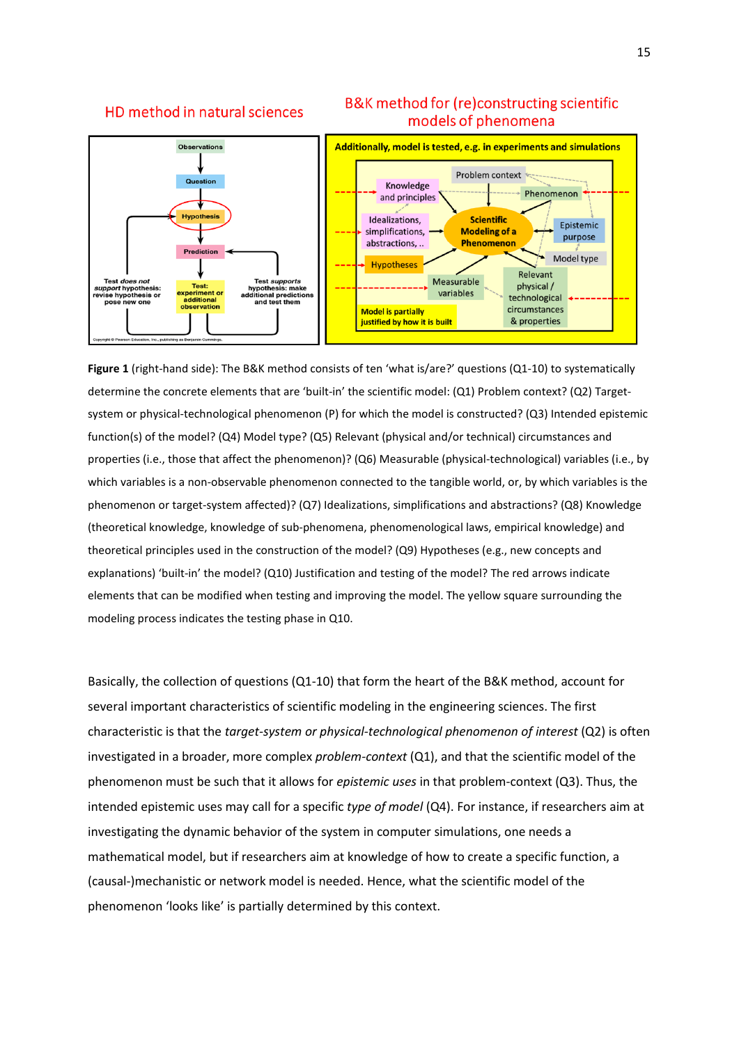**Figure 1** (right-hand side): The B&K method consists of ten 'what is/are?' questions (Q1-10) to systematically determine the concrete elements that are 'built-in' the scientific model: (Q1) Problem context? (Q2) Target-system or physical-technological phenomenon (P) for which the model is constructed? (Q3) Intended epistemic function(s) of the model? (Q4) Model type? (Q5) Relevant (physical and/or technical) circumstances and properties (i.e., those that affect the phenomenon)? (Q6) Measurable (physical-technological) variables (i.e., by which variables is a non-observable phenomenon connected to the tangible world, or, by which variables is the phenomenon or target-system affected)? (Q7) Idealizations, simplifications and abstractions? (Q8) Knowledge (theoretical knowledge, knowledge of sub-phenomena, phenomenological laws, empirical knowledge) and theoretical principles used in the construction of the model? (Q9) Hypotheses (e.g., new concepts and explanations) 'built-in' the model? (Q10) Justification and testing of the model? The red arrows indicate elements that can be modified when testing and improving the model. The yellow square surrounding the modeling process indicates the testing phase in Q10.

Basically, the collection of questions (Q1-10) that form the heart of the B&K method, account for several important characteristics of scientific modeling in the engineering sciences. The first characteristic is that the *target-system or physical-technological phenomenon of interest* (Q2) is often investigated in a broader, more complex *problem-context* (Q1), and that the scientific model of the phenomenon must be such that it allows for *epistemic uses* in that problem-context (Q3). Thus, the intended epistemic uses may call for a specific *type of model* (Q4). For instance, if researchers aim at investigating the dynamic behavior of the system in computer simulations, one needs a mathematical model, but if researchers aim at knowledge of how to create a specific function, a (causal-)mechanistic or network model is needed. Hence, what the scientific model of the phenomenon 'looks like' is partially determined by this context.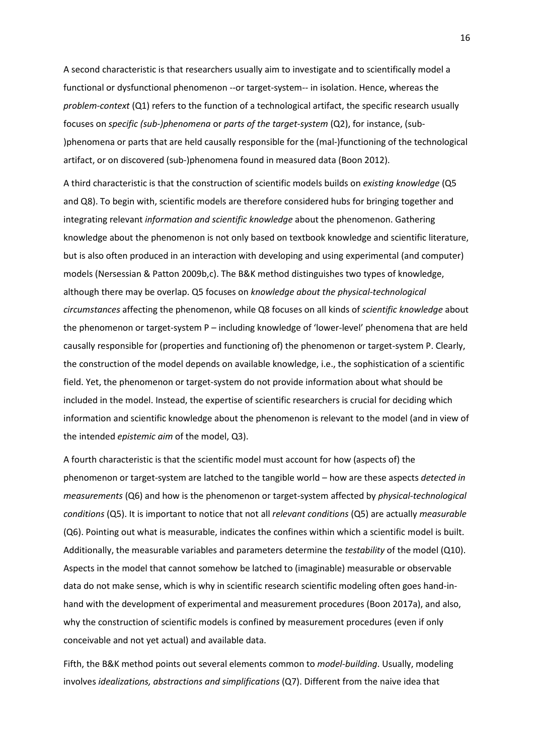A second characteristic is that researchers usually aim to investigate and to scientifically model a functional or dysfunctional phenomenon --or target-system-- in isolation. Hence, whereas the *problem-context* (Q1) refers to the function of a technological artifact, the specific research usually focuses on *specific (sub-)phenomena* or *parts of the target-system* (Q2), for instance, (sub-)phenomena or parts that are held causally responsible for the (mal-)functioning of the technological artifact, or on discovered (sub-)phenomena found in measured data (Boon 2012).

A third characteristic is that the construction of scientific models builds on *existing knowledge* (Q5 and Q8). To begin with, scientific models are therefore considered hubs for bringing together and integrating relevant *information and scientific knowledge* about the phenomenon. Gathering knowledge about the phenomenon is not only based on textbook knowledge and scientific literature, but is also often produced in an interaction with developing and using experimental (and computer) models (Nersessian & Patton 2009b,c). The B&K method distinguishes two types of knowledge, although there may be overlap. Q5 focuses on *knowledge about the physical-technological circumstances* affecting the phenomenon, while Q8 focuses on all kinds of *scientific knowledge* about the phenomenon or target-system P – including knowledge of 'lower-level' phenomena that are held causally responsible for (properties and functioning of) the phenomenon or target-system P. Clearly, the construction of the model depends on available knowledge, i.e., the sophistication of a scientific field. Yet, the phenomenon or target-system do not provide information about what should be included in the model. Instead, the expertise of scientific researchers is crucial for deciding which information and scientific knowledge about the phenomenon is relevant to the model (and in view of the intended *epistemic aim* of the model, Q3).

A fourth characteristic is that the scientific model must account for how (aspects of) the phenomenon or target-system are latched to the tangible world – how are these aspects *detected in measurements* (Q6) and how is the phenomenon or target-system affected by *physical-technological conditions* (Q5). It is important to notice that not all *relevant conditions* (Q5) are actually *measurable* (Q6). Pointing out what is measurable, indicates the confines within which a scientific model is built. Additionally, the measurable variables and parameters determine the *testability* of the model (Q10). Aspects in the model that cannot somehow be latched to (imaginable) measurable or observable data do not make sense, which is why in scientific research scientific modeling often goes hand-in-hand with the development of experimental and measurement procedures (Boon 2017a), and also, why the construction of scientific models is confined by measurement procedures (even if only conceivable and not yet actual) and available data.

Fifth, the B&K method points out several elements common to *model-building*. Usually, modeling involves *idealizations, abstractions and simplifications* (Q7). Different from the naive idea that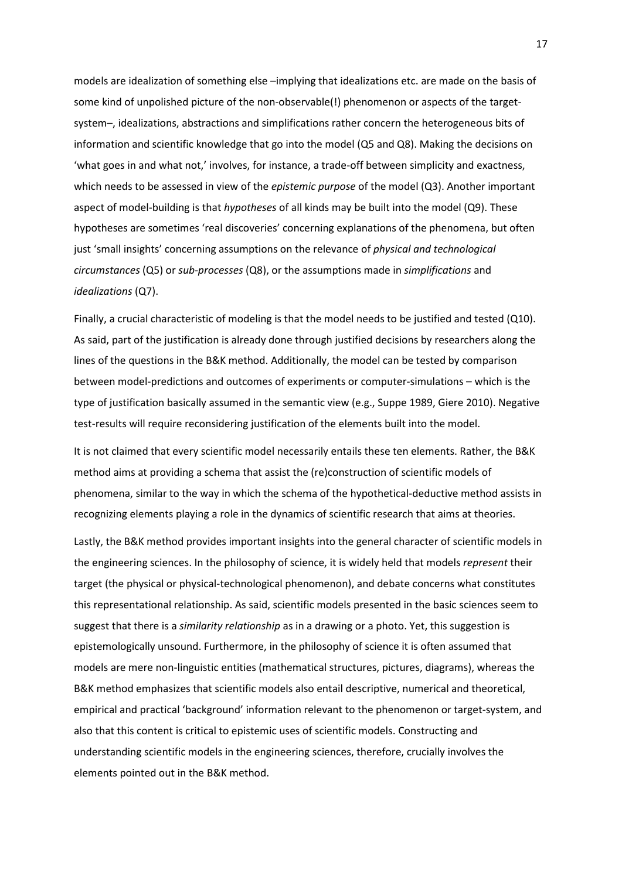models are idealization of something else –implying that idealizations etc. are made on the basis of some kind of unpolished picture of the non-observable(!) phenomenon or aspects of the target-system–, idealizations, abstractions and simplifications rather concern the heterogeneous bits of information and scientific knowledge that go into the model (Q5 and Q8). Making the decisions on 'what goes in and what not,' involves, for instance, a trade-off between simplicity and exactness, which needs to be assessed in view of the *epistemic purpose* of the model (Q3). Another important aspect of model-building is that *hypotheses* of all kinds may be built into the model (Q9). These hypotheses are sometimes 'real discoveries' concerning explanations of the phenomena, but often just 'small insights' concerning assumptions on the relevance of *physical and technological circumstances* (Q5) or *sub-processes* (Q8), or the assumptions made in *simplifications* and *idealizations* (Q7).

Finally, a crucial characteristic of modeling is that the model needs to be justified and tested (Q10). As said, part of the justification is already done through justified decisions by researchers along the lines of the questions in the B&K method. Additionally, the model can be tested by comparison between model-predictions and outcomes of experiments or computer-simulations – which is the type of justification basically assumed in the semantic view (e.g., Suppe 1989, Giere 2010). Negative test-results will require reconsidering justification of the elements built into the model.

It is not claimed that every scientific model necessarily entails these ten elements. Rather, the B&K method aims at providing a schema that assist the (re)construction of scientific models of phenomena, similar to the way in which the schema of the hypothetical-deductive method assists in recognizing elements playing a role in the dynamics of scientific research that aims at theories.

Lastly, the B&K method provides important insights into the general character of scientific models in the engineering sciences. In the philosophy of science, it is widely held that models *represent* their target (the physical or physical-technological phenomenon), and debate concerns what constitutes this representational relationship. As said, scientific models presented in the basic sciences seem to suggest that there is a *similarity relationship* as in a drawing or a photo. Yet, this suggestion is epistemologically unsound. Furthermore, in the philosophy of science it is often assumed that models are mere non-linguistic entities (mathematical structures, pictures, diagrams), whereas the B&K method emphasizes that scientific models also entail descriptive, numerical and theoretical, empirical and practical 'background' information relevant to the phenomenon or target-system, and also that this content is critical to epistemic uses of scientific models. Constructing and understanding scientific models in the engineering sciences, therefore, crucially involves the elements pointed out in the B&K method.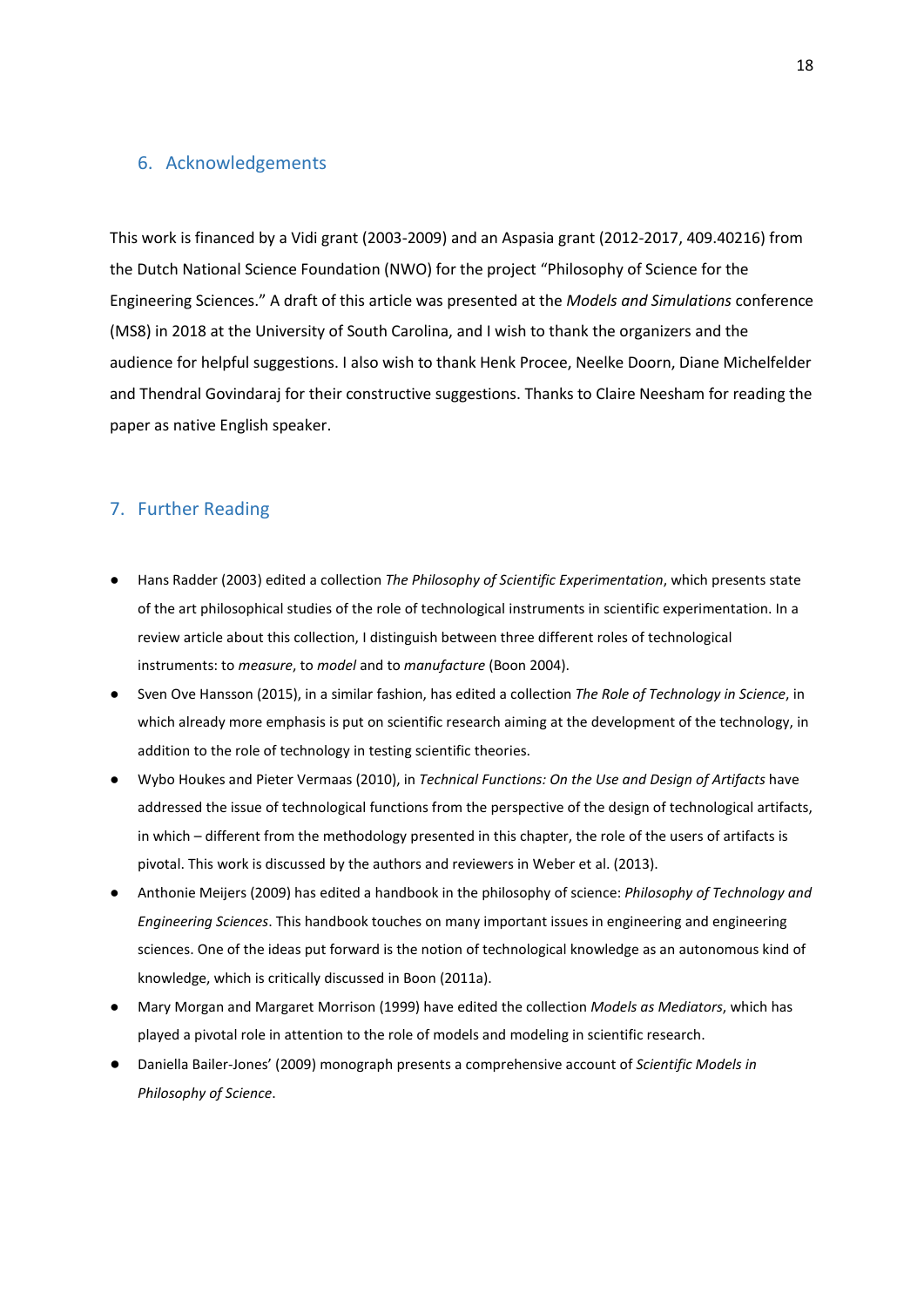## 6. Acknowledgements

This work is financed by a Vidi grant (2003-2009) and an Aspasia grant (2012-2017, 409.40216) from the Dutch National Science Foundation (NWO) for the project "Philosophy of Science for the Engineering Sciences." A draft of this article was presented at the *Models and Simulations* conference (MS8) in 2018 at the University of South Carolina, and I wish to thank the organizers and the audience for helpful suggestions. I also wish to thank Henk Procee, Neelke Doorn, Diane Michelfelder and Thendral Govindaraj for their constructive suggestions. Thanks to Claire Neesham for reading the paper as native English speaker.

## 7. Further Reading

- Hans Radder (2003) edited a collection *The Philosophy of Scientific Experimentation*, which presents state of the art philosophical studies of the role of technological instruments in scientific experimentation. In a review article about this collection, I distinguish between three different roles of technological instruments: to *measure*, to *model* and to *manufacture* (Boon 2004).
- Sven Ove Hansson (2015), in a similar fashion, has edited a collection *The Role of Technology in Science*, in which already more emphasis is put on scientific research aiming at the development of the technology, in addition to the role of technology in testing scientific theories.
- Wybo Houkes and Pieter Vermaas (2010), in *Technical Functions: On the Use and Design of Artifacts* have addressed the issue of technological functions from the perspective of the design of technological artifacts, in which – different from the methodology presented in this chapter, the role of the users of artifacts is pivotal. This work is discussed by the authors and reviewers in Weber et al. (2013).
- Anthonie Meijers (2009) has edited a handbook in the philosophy of science: *Philosophy of Technology and Engineering Sciences*. This handbook touches on many important issues in engineering and engineering sciences. One of the ideas put forward is the notion of technological knowledge as an autonomous kind of knowledge, which is critically discussed in Boon (2011a).
- Mary Morgan and Margaret Morrison (1999) have edited the collection *Models as Mediators*, which has played a pivotal role in attention to the role of models and modeling in scientific research.
- Daniella Bailer-Jones' (2009) monograph presents a comprehensive account of *Scientific Models in Philosophy of Science*.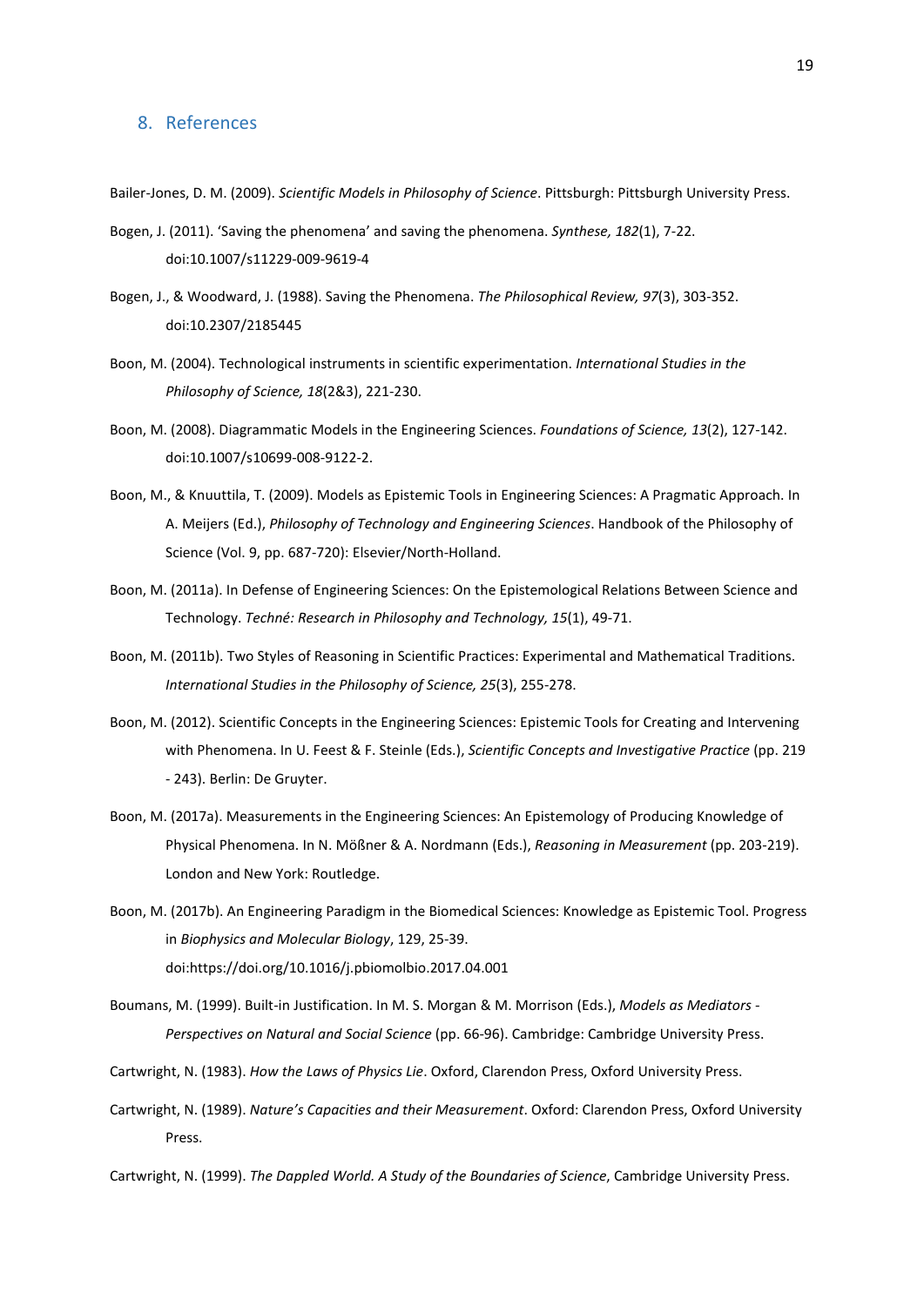## 8. References

Bailer-Jones, D. M. (2009). *Scientific Models in Philosophy of Science*. Pittsburgh: Pittsburgh University Press.

Bogen, J. (2011). 'Saving the phenomena' and saving the phenomena. *Synthese, 182*(1), 7-22. doi:10.1007/s11229-009-9619-4

Bogen, J., & Woodward, J. (1988). Saving the Phenomena. *The Philosophical Review, 97*(3), 303-352. doi:10.2307/2185445

Boon, M. (2004). Technological instruments in scientific experimentation. *International Studies in the Philosophy of Science, 18*(2&3), 221-230.

Boon, M. (2008). Diagrammatic Models in the Engineering Sciences. *Foundations of Science, 13*(2), 127-142. doi:10.1007/s10699-008-9122-2.

Boon, M., & Knuuttila, T. (2009). Models as Epistemic Tools in Engineering Sciences: A Pragmatic Approach. In A. Meijers (Ed.), *Philosophy of Technology and Engineering Sciences*. Handbook of the Philosophy of Science (Vol. 9, pp. 687-720): Elsevier/North-Holland.

Boon, M. (2011a). In Defense of Engineering Sciences: On the Epistemological Relations Between Science and Technology. *Techné: Research in Philosophy and Technology, 15*(1), 49-71.

Boon, M. (2011b). Two Styles of Reasoning in Scientific Practices: Experimental and Mathematical Traditions. *International Studies in the Philosophy of Science, 25*(3), 255-278.

Boon, M. (2012). Scientific Concepts in the Engineering Sciences: Epistemic Tools for Creating and Intervening with Phenomena. In U. Feest & F. Steinle (Eds.), *Scientific Concepts and Investigative Practice* (pp. 219 - 243). Berlin: De Gruyter.

Boon, M. (2017a). Measurements in the Engineering Sciences: An Epistemology of Producing Knowledge of Physical Phenomena. In N. Mößner & A. Nordmann (Eds.), *Reasoning in Measurement* (pp. 203-219). London and New York: Routledge.

Boon, M. (2017b). An Engineering Paradigm in the Biomedical Sciences: Knowledge as Epistemic Tool. Progress in *Biophysics and Molecular Biology*, 129, 25-39. doi:https://doi.org/10.1016/j.pbiomolbio.2017.04.001

Boumans, M. (1999). Built-in Justification. In M. S. Morgan & M. Morrison (Eds.), *Models as Mediators - Perspectives on Natural and Social Science* (pp. 66-96). Cambridge: Cambridge University Press.

Cartwright, N. (1983). *How the Laws of Physics Lie*. Oxford, Clarendon Press, Oxford University Press.

Cartwright, N. (1989). *Nature's Capacities and their Measurement*. Oxford: Clarendon Press, Oxford University Press.

Cartwright, N. (1999). *The Dappled World. A Study of the Boundaries of Science*, Cambridge University Press.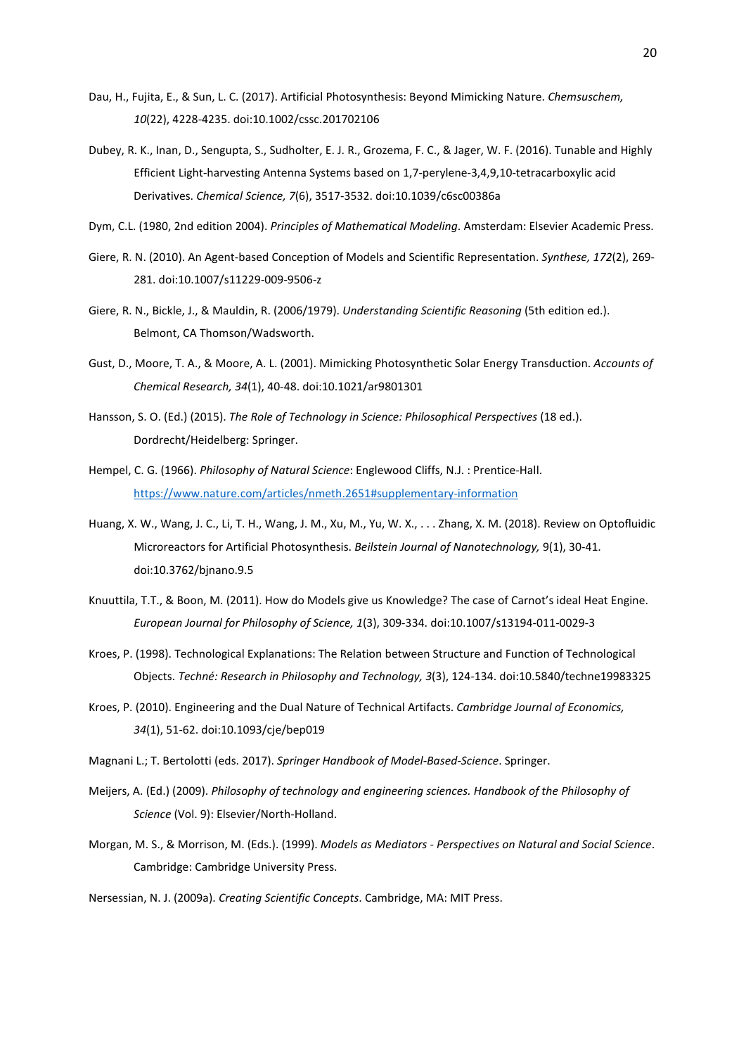Dau, H., Fujita, E., & Sun, L. C. (2017). Artificial Photosynthesis: Beyond Mimicking Nature. *Chemsuschem, 10*(22), 4228-4235. doi:10.1002/cssc.201702106

Dubey, R. K., Inan, D., Sengupta, S., Sudholter, E. J. R., Grozema, F. C., & Jager, W. F. (2016). Tunable and Highly Efficient Light-harvesting Antenna Systems based on 1,7-perylene-3,4,9,10-tetracarboxylic acid Derivatives. *Chemical Science, 7*(6), 3517-3532. doi:10.1039/c6sc00386a

Dym, C.L. (1980, 2nd edition 2004). *Principles of Mathematical Modeling*. Amsterdam: Elsevier Academic Press.

Giere, R. N. (2010). An Agent-based Conception of Models and Scientific Representation. *Synthese, 172*(2), 269-281. doi:10.1007/s11229-009-9506-z

Giere, R. N., Bickle, J., & Mauldin, R. (2006/1979). *Understanding Scientific Reasoning* (5th edition ed.). Belmont, CA Thomson/Wadsworth.

Gust, D., Moore, T. A., & Moore, A. L. (2001). Mimicking Photosynthetic Solar Energy Transduction. *Accounts of Chemical Research, 34*(1), 40-48. doi:10.1021/ar9801301

Hansson, S. O. (Ed.) (2015). *The Role of Technology in Science: Philosophical Perspectives* (18 ed.). Dordrecht/Heidelberg: Springer.

Hempel, C. G. (1966). *Philosophy of Natural Science*: Englewood Cliffs, N.J. : Prentice-Hall. https://www.nature.com/articles/nmeth.2651#supplementary-information

Huang, X. W., Wang, J. C., Li, T. H., Wang, J. M., Xu, M., Yu, W. X., . . . Zhang, X. M. (2018). Review on Optofluidic Microreactors for Artificial Photosynthesis. *Beilstein Journal of Nanotechnology,* 9(1), 30-41. doi:10.3762/bjnano.9.5

Knuuttila, T.T., & Boon, M. (2011). How do Models give us Knowledge? The case of Carnot's ideal Heat Engine. *European Journal for Philosophy of Science, 1*(3), 309-334. doi:10.1007/s13194-011-0029-3

Kroes, P. (1998). Technological Explanations: The Relation between Structure and Function of Technological Objects. *Techné: Research in Philosophy and Technology, 3*(3), 124-134. doi:10.5840/techne19983325

Kroes, P. (2010). Engineering and the Dual Nature of Technical Artifacts. *Cambridge Journal of Economics, 34*(1), 51-62. doi:10.1093/cje/bep019

Magnani L.; T. Bertolotti (eds. 2017). *Springer Handbook of Model-Based-Science*. Springer.

Meijers, A. (Ed.) (2009). *Philosophy of technology and engineering sciences. Handbook of the Philosophy of Science* (Vol. 9): Elsevier/North-Holland.

Morgan, M. S., & Morrison, M. (Eds.). (1999). *Models as Mediators - Perspectives on Natural and Social Science*. Cambridge: Cambridge University Press.

Nersessian, N. J. (2009a). *Creating Scientific Concepts*. Cambridge, MA: MIT Press.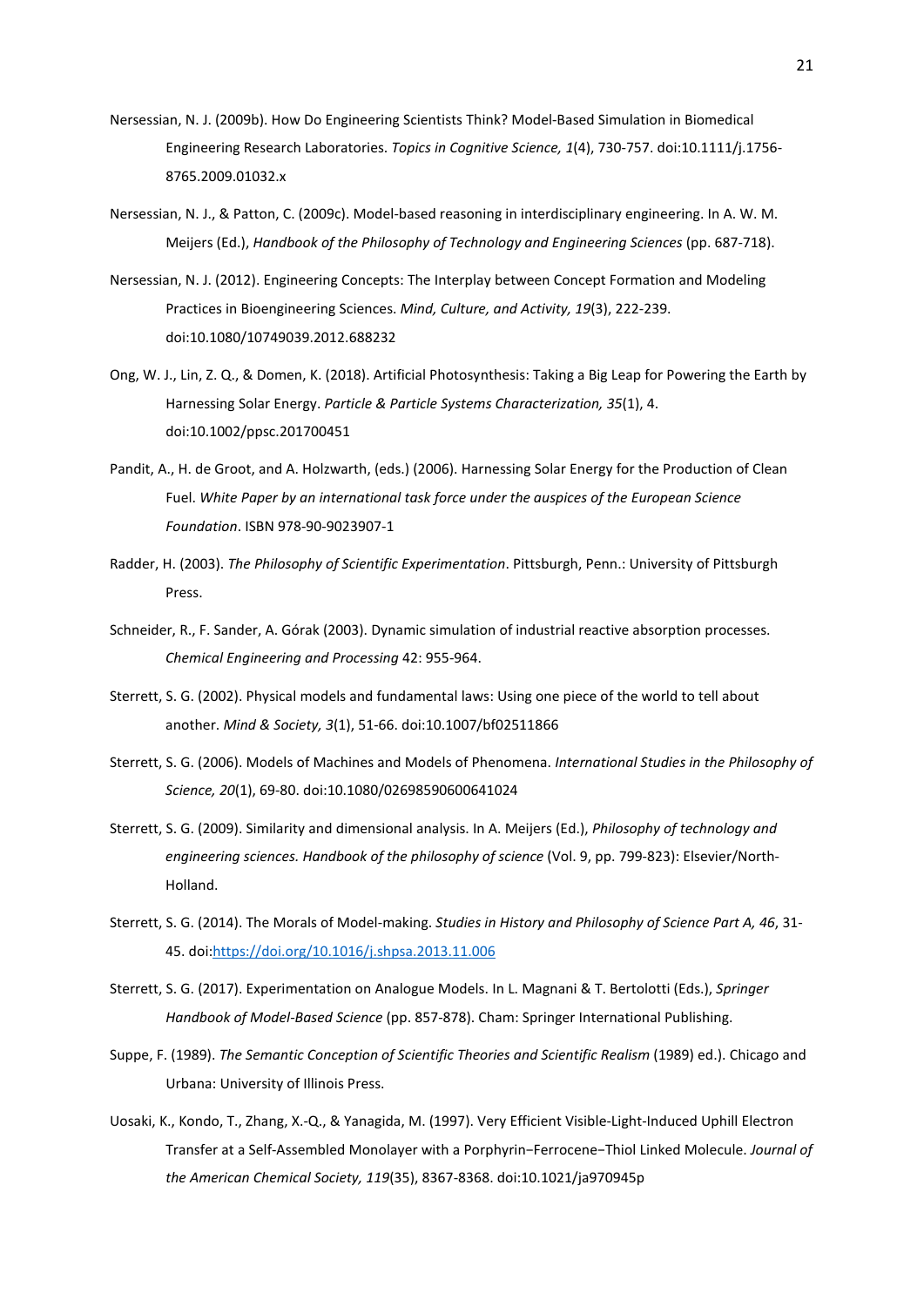Nersessian, N. J. (2009b). How Do Engineering Scientists Think? Model-Based Simulation in Biomedical Engineering Research Laboratories. *Topics in Cognitive Science, 1*(4), 730-757. doi:10.1111/j.1756-8765.2009.01032.x

Nersessian, N. J., & Patton, C. (2009c). Model-based reasoning in interdisciplinary engineering. In A. W. M. Meijers (Ed.), *Handbook of the Philosophy of Technology and Engineering Sciences* (pp. 687-718).

Nersessian, N. J. (2012). Engineering Concepts: The Interplay between Concept Formation and Modeling Practices in Bioengineering Sciences. *Mind, Culture, and Activity, 19*(3), 222-239. doi:10.1080/10749039.2012.688232

Ong, W. J., Lin, Z. Q., & Domen, K. (2018). Artificial Photosynthesis: Taking a Big Leap for Powering the Earth by Harnessing Solar Energy. *Particle & Particle Systems Characterization, 35*(1), 4. doi:10.1002/ppsc.201700451

Pandit, A., H. de Groot, and A. Holzwarth, (eds.) (2006). Harnessing Solar Energy for the Production of Clean Fuel. *White Paper by an international task force under the auspices of the European Science Foundation*. ISBN 978-90-9023907-1

Radder, H. (2003). *The Philosophy of Scientific Experimentation*. Pittsburgh, Penn.: University of Pittsburgh Press.

Schneider, R., F. Sander, A. Górak (2003). Dynamic simulation of industrial reactive absorption processes. *Chemical Engineering and Processing* 42: 955-964.

Sterrett, S. G. (2002). Physical models and fundamental laws: Using one piece of the world to tell about another. *Mind & Society, 3*(1), 51-66. doi:10.1007/bf02511866

Sterrett, S. G. (2006). Models of Machines and Models of Phenomena. *International Studies in the Philosophy of Science, 20*(1), 69-80. doi:10.1080/02698590600641024

Sterrett, S. G. (2009). Similarity and dimensional analysis. In A. Meijers (Ed.), *Philosophy of technology and engineering sciences. Handbook of the philosophy of science* (Vol. 9, pp. 799-823): Elsevier/North-Holland.

Sterrett, S. G. (2014). The Morals of Model-making. *Studies in History and Philosophy of Science Part A, 46*, 31-45. doi:https://doi.org/10.1016/j.shpsa.2013.11.006

Sterrett, S. G. (2017). Experimentation on Analogue Models. In L. Magnani & T. Bertolotti (Eds.), *Springer Handbook of Model-Based Science* (pp. 857-878). Cham: Springer International Publishing.

Suppe, F. (1989). *The Semantic Conception of Scientific Theories and Scientific Realism* (1989) ed.). Chicago and Urbana: University of Illinois Press.

Uosaki, K., Kondo, T., Zhang, X.-Q., & Yanagida, M. (1997). Very Efficient Visible-Light-Induced Uphill Electron Transfer at a Self-Assembled Monolayer with a Porphyrin−Ferrocene−Thiol Linked Molecule. *Journal of the American Chemical Society, 119*(35), 8367-8368. doi:10.1021/ja970945p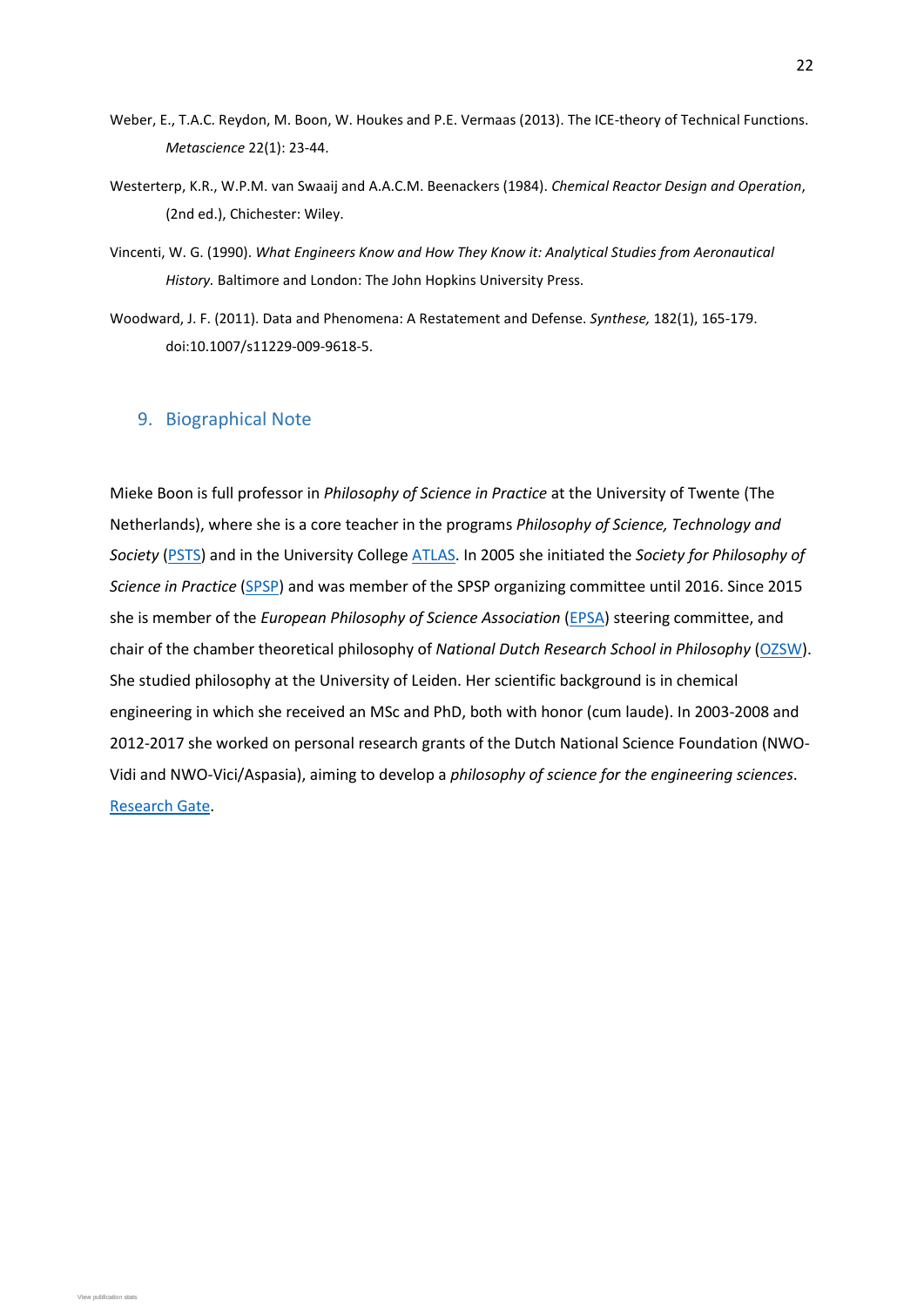Weber, E., T.A.C. Reydon, M. Boon, W. Houkes and P.E. Vermaas (2013). The ICE-theory of Technical Functions. *Metascience* 22(1): 23-44.

Westerterp, K.R., W.P.M. van Swaaij and A.A.C.M. Beenackers (1984). *Chemical Reactor Design and Operation*, (2nd ed.), Chichester: Wiley.

Vincenti, W. G. (1990). *What Engineers Know and How They Know it: Analytical Studies from Aeronautical History.* Baltimore and London: The John Hopkins University Press.

Woodward, J. F. (2011). Data and Phenomena: A Restatement and Defense. *Synthese,* 182(1), 165-179. doi:10.1007/s11229-009-9618-5.

## 9. Biographical Note

Mieke Boon is full professor in *Philosophy of Science in Practice* at the University of Twente (The Netherlands), where she is a core teacher in the programs *Philosophy of Science, Technology and Society* (PSTS) and in the University College ATLAS. In 2005 she initiated the *Society for Philosophy of Science in Practice* (SPSP) and was member of the SPSP organizing committee until 2016. Since 2015 she is member of the *European Philosophy of Science Association* (EPSA) steering committee, and chair of the chamber theoretical philosophy of *National Dutch Research School in Philosophy* (OZSW). She studied philosophy at the University of Leiden. Her scientific background is in chemical engineering in which she received an MSc and PhD, both with honor (cum laude). In 2003-2008 and 2012-2017 she worked on personal research grants of the Dutch National Science Foundation (NWO-Vidi and NWO-Vici/Aspasia), aiming to develop a *philosophy of science for the engineering sciences*. Research Gate.